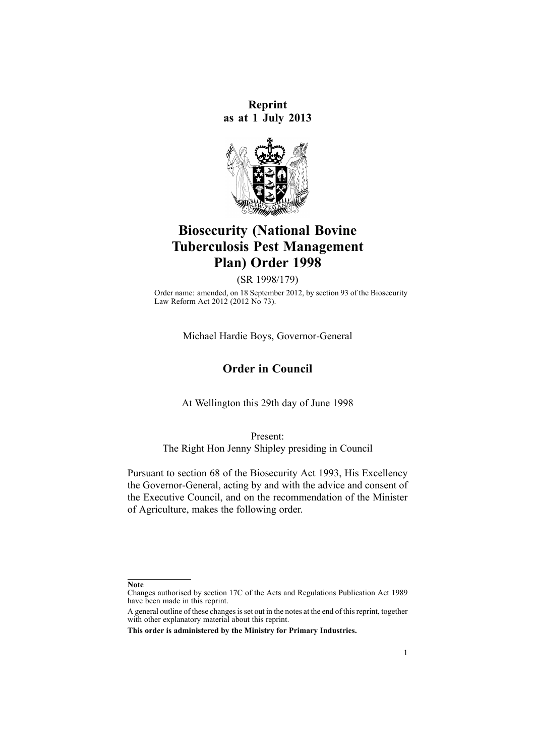**Reprint**
**as at 1 July 2013**

# Biosecurity (National Bovine Tuberculosis Pest Management Plan) Order 1998

(SR 1998/179)

Order name: amended, on 18 September 2012, by section 93 of the Biosecurity Law Reform Act 2012 (2012 No 73).

Michael Hardie Boys, Governor-General

## Order in Council

At Wellington this 29th day of June 1998

Present:
The Right Hon Jenny Shipley presiding in Council

Pursuant to section 68 of the Biosecurity Act 1993, His Excellency the Governor-General, acting by and with the advice and consent of the Executive Council, and on the recommendation of the Minister of Agriculture, makes the following order.

---

**Note**

Changes authorised by section 17C of the Acts and Regulations Publication Act 1989 have been made in this reprint.

A general outline of these changes is set out in the notes at the end of this reprint, together with other explanatory material about this reprint.

**This order is administered by the Ministry for Primary Industries.**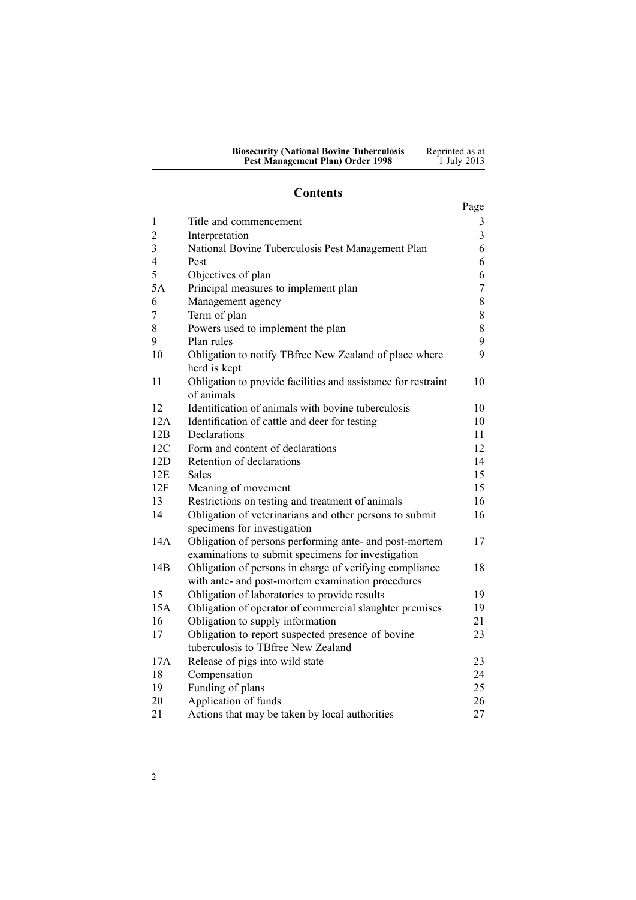## Contents

| | | Page |
|---|---|---|
| 1 | Title and commencement | 3 |
| 2 | Interpretation | 3 |
| 3 | National Bovine Tuberculosis Pest Management Plan | 6 |
| 4 | Pest | 6 |
| 5 | Objectives of plan | 6 |
| 5A | Principal measures to implement plan | 7 |
| 6 | Management agency | 8 |
| 7 | Term of plan | 8 |
| 8 | Powers used to implement the plan | 8 |
| 9 | Plan rules | 9 |
| 10 | Obligation to notify TBfree New Zealand of place where herd is kept | 9 |
| 11 | Obligation to provide facilities and assistance for restraint of animals | 10 |
| 12 | Identification of animals with bovine tuberculosis | 10 |
| 12A | Identification of cattle and deer for testing | 10 |
| 12B | Declarations | 11 |
| 12C | Form and content of declarations | 12 |
| 12D | Retention of declarations | 14 |
| 12E | Sales | 15 |
| 12F | Meaning of movement | 15 |
| 13 | Restrictions on testing and treatment of animals | 16 |
| 14 | Obligation of veterinarians and other persons to submit specimens for investigation | 16 |
| 14A | Obligation of persons performing ante- and post-mortem examinations to submit specimens for investigation | 17 |
| 14B | Obligation of persons in charge of verifying compliance with ante- and post-mortem examination procedures | 18 |
| 15 | Obligation of laboratories to provide results | 19 |
| 15A | Obligation of operator of commercial slaughter premises | 19 |
| 16 | Obligation to supply information | 21 |
| 17 | Obligation to report suspected presence of bovine tuberculosis to TBfree New Zealand | 23 |
| 17A | Release of pigs into wild state | 23 |
| 18 | Compensation | 24 |
| 19 | Funding of plans | 25 |
| 20 | Application of funds | 26 |
| 21 | Actions that may be taken by local authorities | 27 |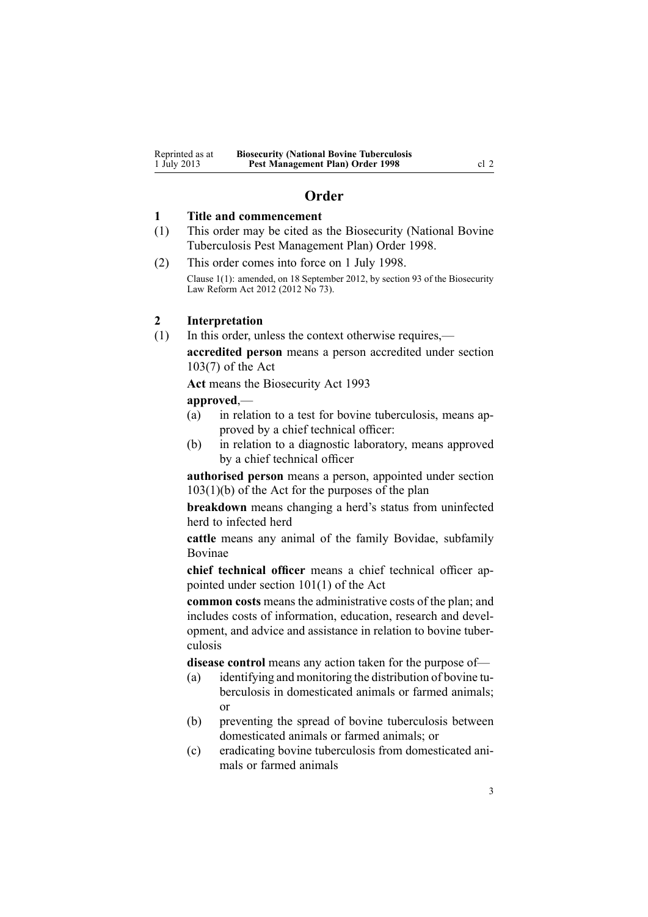# Order

## 1 Title and commencement

(1) This order may be cited as the Biosecurity (National Bovine Tuberculosis Pest Management Plan) Order 1998.

(2) This order comes into force on 1 July 1998.

Clause 1(1): amended, on 18 September 2012, by section 93 of the Biosecurity Law Reform Act 2012 (2012 No 73).

## 2 Interpretation

(1) In this order, unless the context otherwise requires,—

**accredited person** means a person accredited under section 103(7) of the Act

**Act** means the Biosecurity Act 1993

**approved**,—

(a) in relation to a test for bovine tuberculosis, means approved by a chief technical officer:

(b) in relation to a diagnostic laboratory, means approved by a chief technical officer

**authorised person** means a person, appointed under section 103(1)(b) of the Act for the purposes of the plan

**breakdown** means changing a herd's status from uninfected herd to infected herd

**cattle** means any animal of the family Bovidae, subfamily Bovinae

**chief technical officer** means a chief technical officer appointed under section 101(1) of the Act

**common costs** means the administrative costs of the plan; and includes costs of information, education, research and development, and advice and assistance in relation to bovine tuberculosis

**disease control** means any action taken for the purpose of—

(a) identifying and monitoring the distribution of bovine tuberculosis in domesticated animals or farmed animals; or

(b) preventing the spread of bovine tuberculosis between domesticated animals or farmed animals; or

(c) eradicating bovine tuberculosis from domesticated animals or farmed animals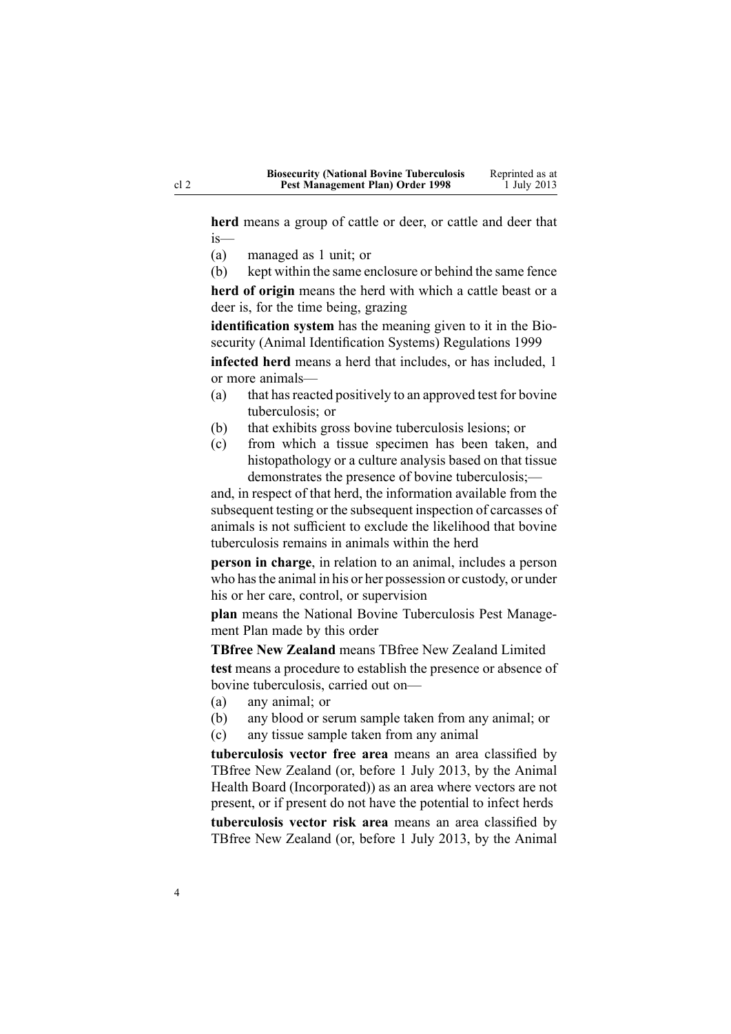**herd** means a group of cattle or deer, or cattle and deer that is—

(a) managed as 1 unit; or

(b) kept within the same enclosure or behind the same fence

**herd of origin** means the herd with which a cattle beast or a deer is, for the time being, grazing

**identification system** has the meaning given to it in the Biosecurity (Animal Identification Systems) Regulations 1999

**infected herd** means a herd that includes, or has included, 1 or more animals—

(a) that has reacted positively to an approved test for bovine tuberculosis; or

(b) that exhibits gross bovine tuberculosis lesions; or

(c) from which a tissue specimen has been taken, and histopathology or a culture analysis based on that tissue demonstrates the presence of bovine tuberculosis;—

and, in respect of that herd, the information available from the subsequent testing or the subsequent inspection of carcasses of animals is not sufficient to exclude the likelihood that bovine tuberculosis remains in animals within the herd

**person in charge**, in relation to an animal, includes a person who has the animal in his or her possession or custody, or under his or her care, control, or supervision

**plan** means the National Bovine Tuberculosis Pest Management Plan made by this order

**TBfree New Zealand** means TBfree New Zealand Limited

**test** means a procedure to establish the presence or absence of bovine tuberculosis, carried out on—

(a) any animal; or

(b) any blood or serum sample taken from any animal; or

(c) any tissue sample taken from any animal

**tuberculosis vector free area** means an area classified by TBfree New Zealand (or, before 1 July 2013, by the Animal Health Board (Incorporated)) as an area where vectors are not present, or if present do not have the potential to infect herds

**tuberculosis vector risk area** means an area classified by TBfree New Zealand (or, before 1 July 2013, by the Animal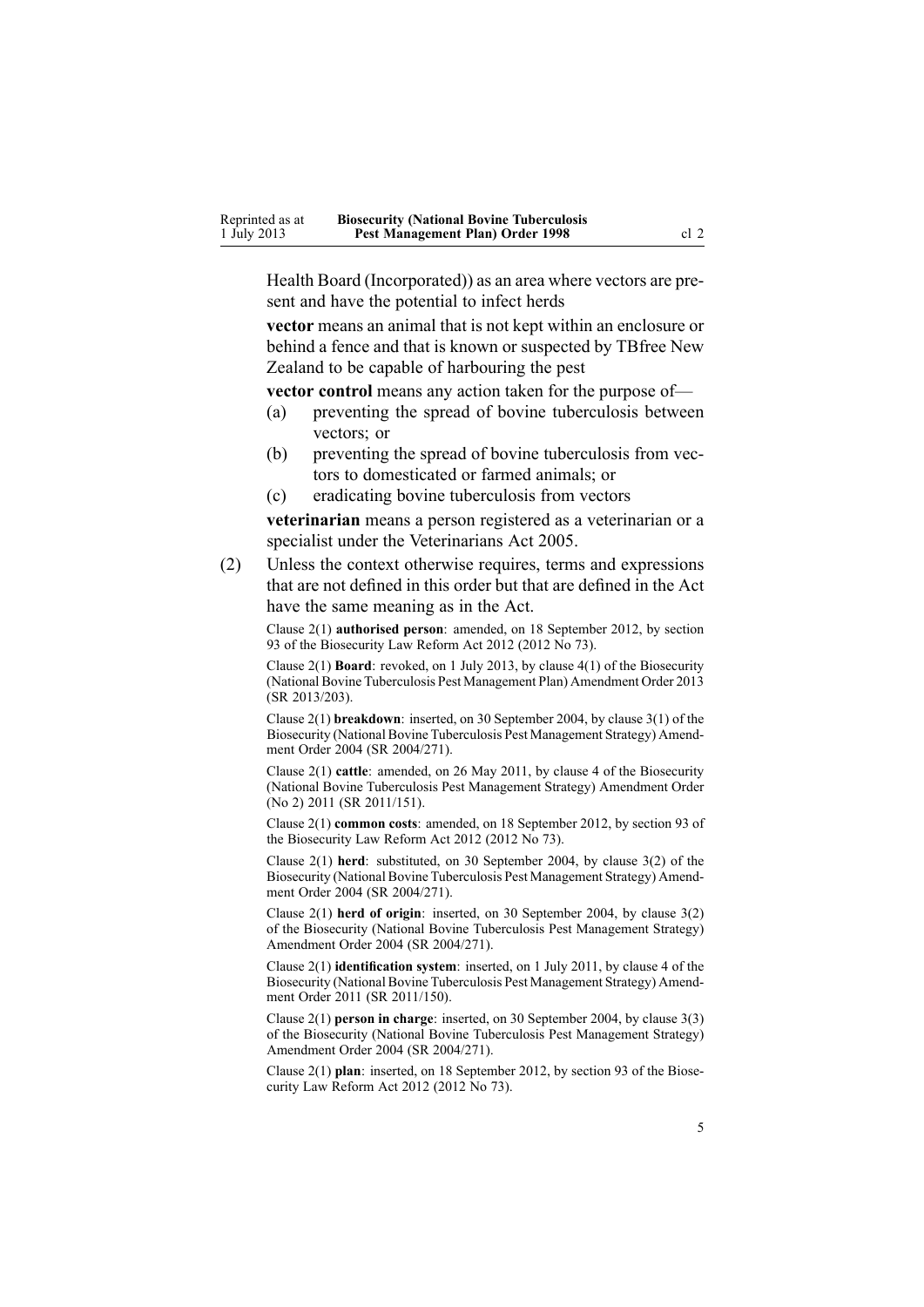Health Board (Incorporated)) as an area where vectors are present and have the potential to infect herds

**vector** means an animal that is not kept within an enclosure or behind a fence and that is known or suspected by TBfree New Zealand to be capable of harbouring the pest

**vector control** means any action taken for the purpose of—

(a) preventing the spread of bovine tuberculosis between vectors; or

(b) preventing the spread of bovine tuberculosis from vectors to domesticated or farmed animals; or

(c) eradicating bovine tuberculosis from vectors

**veterinarian** means a person registered as a veterinarian or a specialist under the Veterinarians Act 2005.

(2) Unless the context otherwise requires, terms and expressions that are not defined in this order but that are defined in the Act have the same meaning as in the Act.

Clause 2(1) **authorised person**: amended, on 18 September 2012, by section 93 of the Biosecurity Law Reform Act 2012 (2012 No 73).

Clause 2(1) **Board**: revoked, on 1 July 2013, by clause 4(1) of the Biosecurity (National Bovine Tuberculosis Pest Management Plan) Amendment Order 2013 (SR 2013/203).

Clause 2(1) **breakdown**: inserted, on 30 September 2004, by clause 3(1) of the Biosecurity (National Bovine Tuberculosis Pest Management Strategy) Amendment Order 2004 (SR 2004/271).

Clause 2(1) **cattle**: amended, on 26 May 2011, by clause 4 of the Biosecurity (National Bovine Tuberculosis Pest Management Strategy) Amendment Order (No 2) 2011 (SR 2011/151).

Clause 2(1) **common costs**: amended, on 18 September 2012, by section 93 of the Biosecurity Law Reform Act 2012 (2012 No 73).

Clause 2(1) **herd**: substituted, on 30 September 2004, by clause 3(2) of the Biosecurity (National Bovine Tuberculosis Pest Management Strategy) Amendment Order 2004 (SR 2004/271).

Clause 2(1) **herd of origin**: inserted, on 30 September 2004, by clause 3(2) of the Biosecurity (National Bovine Tuberculosis Pest Management Strategy) Amendment Order 2004 (SR 2004/271).

Clause 2(1) **identification system**: inserted, on 1 July 2011, by clause 4 of the Biosecurity (National Bovine Tuberculosis Pest Management Strategy) Amendment Order 2011 (SR 2011/150).

Clause 2(1) **person in charge**: inserted, on 30 September 2004, by clause 3(3) of the Biosecurity (National Bovine Tuberculosis Pest Management Strategy) Amendment Order 2004 (SR 2004/271).

Clause 2(1) **plan**: inserted, on 18 September 2012, by section 93 of the Biosecurity Law Reform Act 2012 (2012 No 73).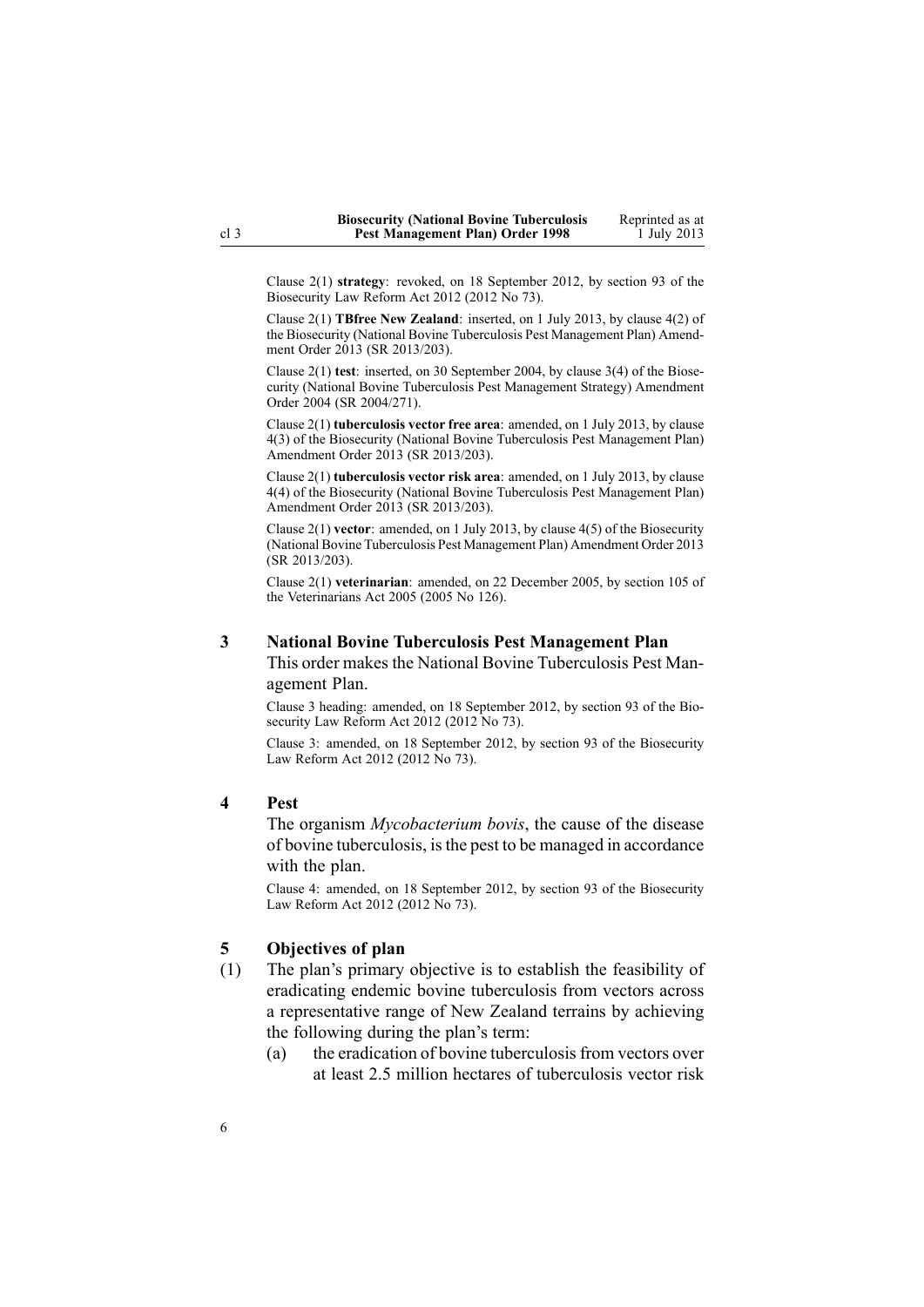Clause 2(1) **strategy**: revoked, on 18 September 2012, by section 93 of the Biosecurity Law Reform Act 2012 (2012 No 73).

Clause 2(1) **TBfree New Zealand**: inserted, on 1 July 2013, by clause 4(2) of the Biosecurity (National Bovine Tuberculosis Pest Management Plan) Amendment Order 2013 (SR 2013/203).

Clause 2(1) **test**: inserted, on 30 September 2004, by clause 3(4) of the Biosecurity (National Bovine Tuberculosis Pest Management Strategy) Amendment Order 2004 (SR 2004/271).

Clause 2(1) **tuberculosis vector free area**: amended, on 1 July 2013, by clause 4(3) of the Biosecurity (National Bovine Tuberculosis Pest Management Plan) Amendment Order 2013 (SR 2013/203).

Clause 2(1) **tuberculosis vector risk area**: amended, on 1 July 2013, by clause 4(4) of the Biosecurity (National Bovine Tuberculosis Pest Management Plan) Amendment Order 2013 (SR 2013/203).

Clause 2(1) **vector**: amended, on 1 July 2013, by clause 4(5) of the Biosecurity (National Bovine Tuberculosis Pest Management Plan) Amendment Order 2013 (SR 2013/203).

Clause 2(1) **veterinarian**: amended, on 22 December 2005, by section 105 of the Veterinarians Act 2005 (2005 No 126).

### 3 National Bovine Tuberculosis Pest Management Plan

This order makes the National Bovine Tuberculosis Pest Management Plan.

Clause 3 heading: amended, on 18 September 2012, by section 93 of the Biosecurity Law Reform Act 2012 (2012 No 73).

Clause 3: amended, on 18 September 2012, by section 93 of the Biosecurity Law Reform Act 2012 (2012 No 73).

### 4 Pest

The organism *Mycobacterium bovis*, the cause of the disease of bovine tuberculosis, is the pest to be managed in accordance with the plan.

Clause 4: amended, on 18 September 2012, by section 93 of the Biosecurity Law Reform Act 2012 (2012 No 73).

### 5 Objectives of plan

(1) The plan's primary objective is to establish the feasibility of eradicating endemic bovine tuberculosis from vectors across a representative range of New Zealand terrains by achieving the following during the plan's term:

(a) the eradication of bovine tuberculosis from vectors over at least 2.5 million hectares of tuberculosis vector risk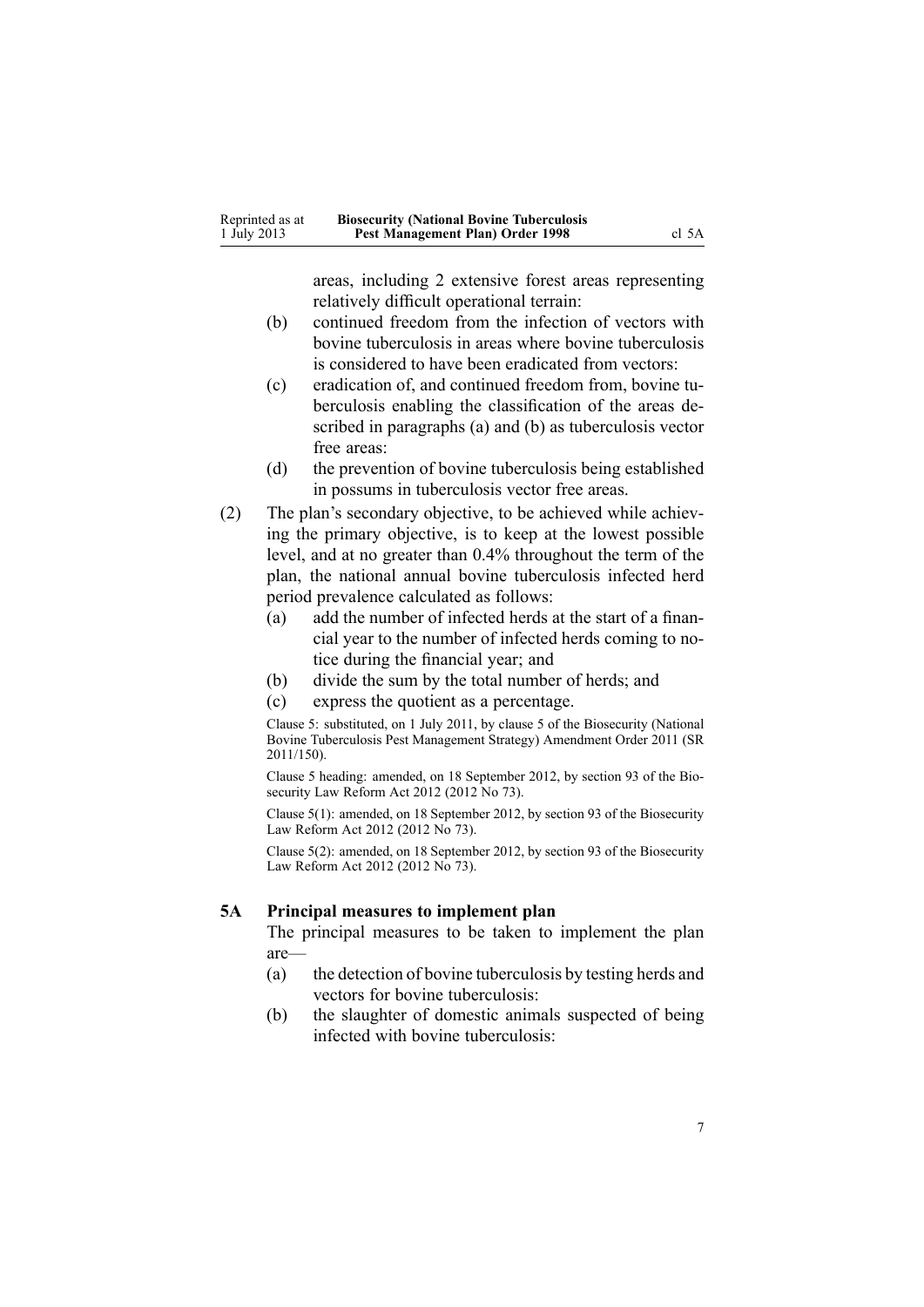areas, including 2 extensive forest areas representing relatively difficult operational terrain:

(b) continued freedom from the infection of vectors with bovine tuberculosis in areas where bovine tuberculosis is considered to have been eradicated from vectors:

(c) eradication of, and continued freedom from, bovine tuberculosis enabling the classification of the areas described in paragraphs (a) and (b) as tuberculosis vector free areas:

(d) the prevention of bovine tuberculosis being established in possums in tuberculosis vector free areas.

(2) The plan's secondary objective, to be achieved while achieving the primary objective, is to keep at the lowest possible level, and at no greater than 0.4% throughout the term of the plan, the national annual bovine tuberculosis infected herd period prevalence calculated as follows:

(a) add the number of infected herds at the start of a financial year to the number of infected herds coming to notice during the financial year; and

(b) divide the sum by the total number of herds; and

(c) express the quotient as a percentage.

Clause 5: substituted, on 1 July 2011, by clause 5 of the Biosecurity (National Bovine Tuberculosis Pest Management Strategy) Amendment Order 2011 (SR 2011/150).

Clause 5 heading: amended, on 18 September 2012, by section 93 of the Biosecurity Law Reform Act 2012 (2012 No 73).

Clause 5(1): amended, on 18 September 2012, by section 93 of the Biosecurity Law Reform Act 2012 (2012 No 73).

Clause 5(2): amended, on 18 September 2012, by section 93 of the Biosecurity Law Reform Act 2012 (2012 No 73).

### 5A Principal measures to implement plan

The principal measures to be taken to implement the plan are—

(a) the detection of bovine tuberculosis by testing herds and vectors for bovine tuberculosis:

(b) the slaughter of domestic animals suspected of being infected with bovine tuberculosis: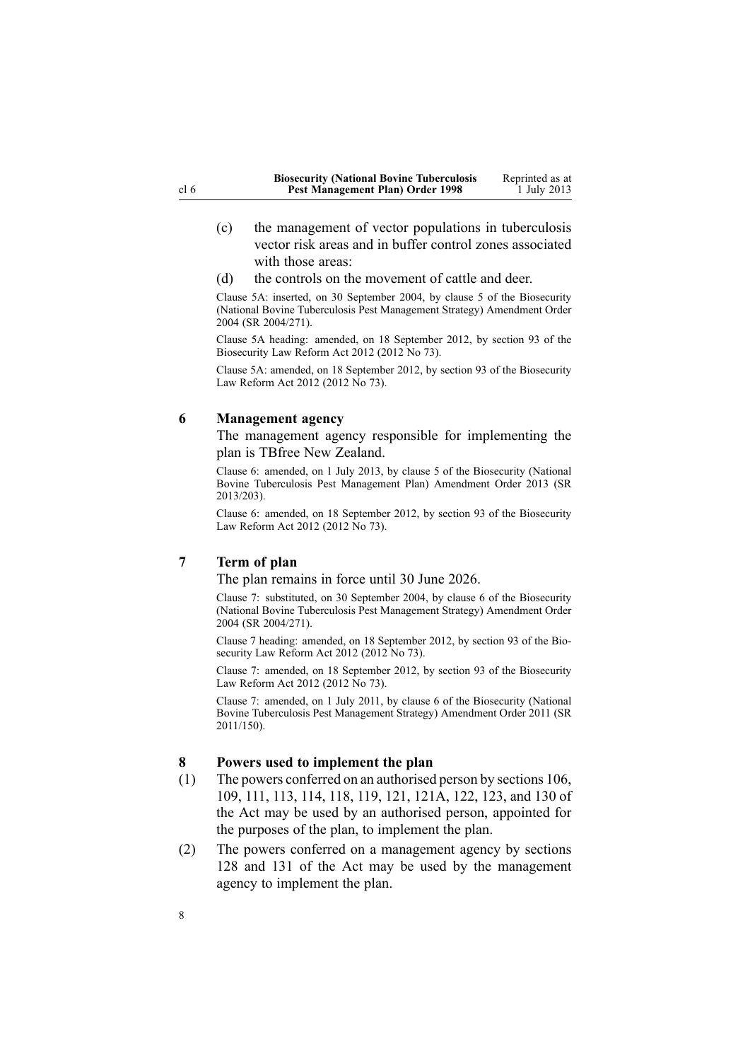(c) the management of vector populations in tuberculosis vector risk areas and in buffer control zones associated with those areas:

(d) the controls on the movement of cattle and deer.

Clause 5A: inserted, on 30 September 2004, by clause 5 of the Biosecurity (National Bovine Tuberculosis Pest Management Strategy) Amendment Order 2004 (SR 2004/271).

Clause 5A heading: amended, on 18 September 2012, by section 93 of the Biosecurity Law Reform Act 2012 (2012 No 73).

Clause 5A: amended, on 18 September 2012, by section 93 of the Biosecurity Law Reform Act 2012 (2012 No 73).

### 6 Management agency

The management agency responsible for implementing the plan is TBfree New Zealand.

Clause 6: amended, on 1 July 2013, by clause 5 of the Biosecurity (National Bovine Tuberculosis Pest Management Plan) Amendment Order 2013 (SR 2013/203).

Clause 6: amended, on 18 September 2012, by section 93 of the Biosecurity Law Reform Act 2012 (2012 No 73).

### 7 Term of plan

The plan remains in force until 30 June 2026.

Clause 7: substituted, on 30 September 2004, by clause 6 of the Biosecurity (National Bovine Tuberculosis Pest Management Strategy) Amendment Order 2004 (SR 2004/271).

Clause 7 heading: amended, on 18 September 2012, by section 93 of the Biosecurity Law Reform Act 2012 (2012 No 73).

Clause 7: amended, on 18 September 2012, by section 93 of the Biosecurity Law Reform Act 2012 (2012 No 73).

Clause 7: amended, on 1 July 2011, by clause 6 of the Biosecurity (National Bovine Tuberculosis Pest Management Strategy) Amendment Order 2011 (SR 2011/150).

### 8 Powers used to implement the plan

(1) The powers conferred on an authorised person by sections 106, 109, 111, 113, 114, 118, 119, 121, 121A, 122, 123, and 130 of the Act may be used by an authorised person, appointed for the purposes of the plan, to implement the plan.

(2) The powers conferred on a management agency by sections 128 and 131 of the Act may be used by the management agency to implement the plan.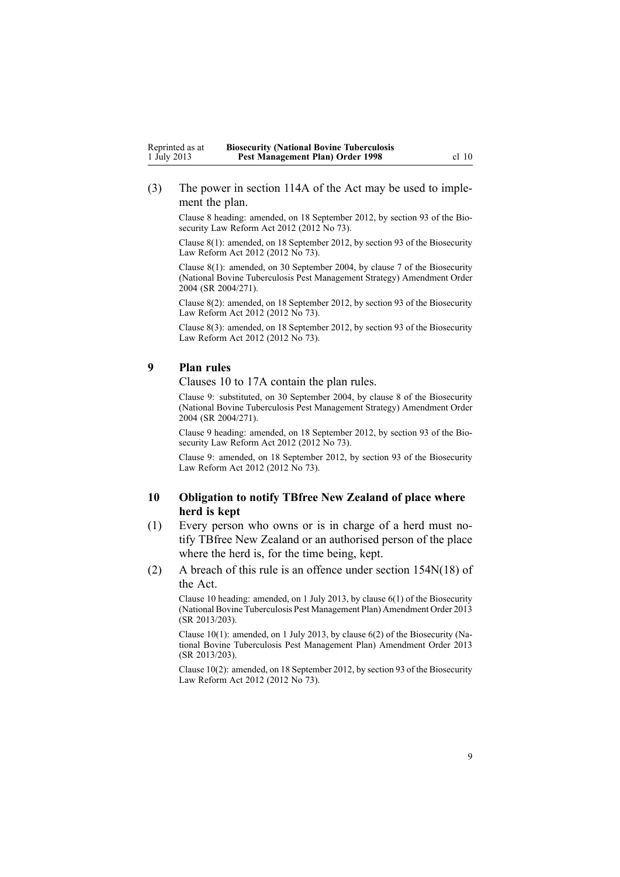(3) The power in section 114A of the Act may be used to implement the plan.

Clause 8 heading: amended, on 18 September 2012, by section 93 of the Biosecurity Law Reform Act 2012 (2012 No 73).

Clause 8(1): amended, on 18 September 2012, by section 93 of the Biosecurity Law Reform Act 2012 (2012 No 73).

Clause 8(1): amended, on 30 September 2004, by clause 7 of the Biosecurity (National Bovine Tuberculosis Pest Management Strategy) Amendment Order 2004 (SR 2004/271).

Clause 8(2): amended, on 18 September 2012, by section 93 of the Biosecurity Law Reform Act 2012 (2012 No 73).

Clause 8(3): amended, on 18 September 2012, by section 93 of the Biosecurity Law Reform Act 2012 (2012 No 73).

### 9 Plan rules

Clauses 10 to 17A contain the plan rules.

Clause 9: substituted, on 30 September 2004, by clause 8 of the Biosecurity (National Bovine Tuberculosis Pest Management Strategy) Amendment Order 2004 (SR 2004/271).

Clause 9 heading: amended, on 18 September 2012, by section 93 of the Biosecurity Law Reform Act 2012 (2012 No 73).

Clause 9: amended, on 18 September 2012, by section 93 of the Biosecurity Law Reform Act 2012 (2012 No 73).

### 10 Obligation to notify TBfree New Zealand of place where herd is kept

(1) Every person who owns or is in charge of a herd must notify TBfree New Zealand or an authorised person of the place where the herd is, for the time being, kept.

(2) A breach of this rule is an offence under section 154N(18) of the Act.

Clause 10 heading: amended, on 1 July 2013, by clause 6(1) of the Biosecurity (National Bovine Tuberculosis Pest Management Plan) Amendment Order 2013 (SR 2013/203).

Clause 10(1): amended, on 1 July 2013, by clause 6(2) of the Biosecurity (National Bovine Tuberculosis Pest Management Plan) Amendment Order 2013 (SR 2013/203).

Clause 10(2): amended, on 18 September 2012, by section 93 of the Biosecurity Law Reform Act 2012 (2012 No 73).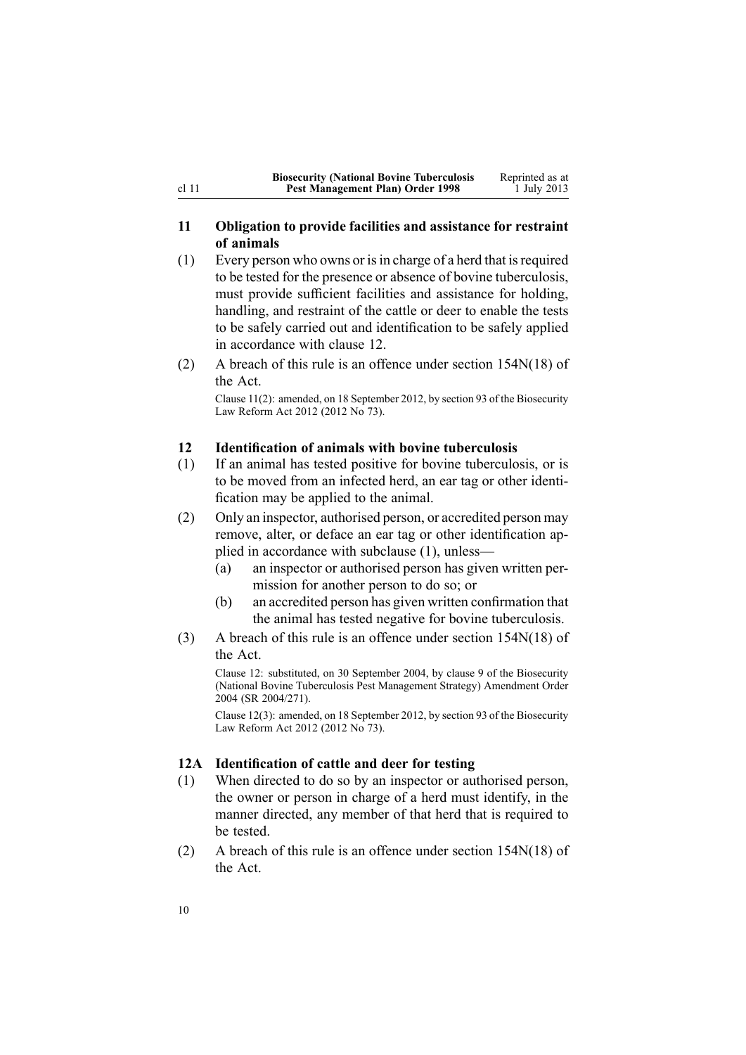### 11 Obligation to provide facilities and assistance for restraint of animals

(1) Every person who owns or is in charge of a herd that is required to be tested for the presence or absence of bovine tuberculosis, must provide sufficient facilities and assistance for holding, handling, and restraint of the cattle or deer to enable the tests to be safely carried out and identification to be safely applied in accordance with clause 12.

(2) A breach of this rule is an offence under section 154N(18) of the Act.

Clause 11(2): amended, on 18 September 2012, by section 93 of the Biosecurity Law Reform Act 2012 (2012 No 73).

### 12 Identification of animals with bovine tuberculosis

(1) If an animal has tested positive for bovine tuberculosis, or is to be moved from an infected herd, an ear tag or other identification may be applied to the animal.

(2) Only an inspector, authorised person, or accredited person may remove, alter, or deface an ear tag or other identification applied in accordance with subclause (1), unless—

- (a) an inspector or authorised person has given written permission for another person to do so; or
- (b) an accredited person has given written confirmation that the animal has tested negative for bovine tuberculosis.

(3) A breach of this rule is an offence under section 154N(18) of the Act.

Clause 12: substituted, on 30 September 2004, by clause 9 of the Biosecurity (National Bovine Tuberculosis Pest Management Strategy) Amendment Order 2004 (SR 2004/271).

Clause 12(3): amended, on 18 September 2012, by section 93 of the Biosecurity Law Reform Act 2012 (2012 No 73).

### 12A Identification of cattle and deer for testing

(1) When directed to do so by an inspector or authorised person, the owner or person in charge of a herd must identify, in the manner directed, any member of that herd that is required to be tested.

(2) A breach of this rule is an offence under section 154N(18) of the Act.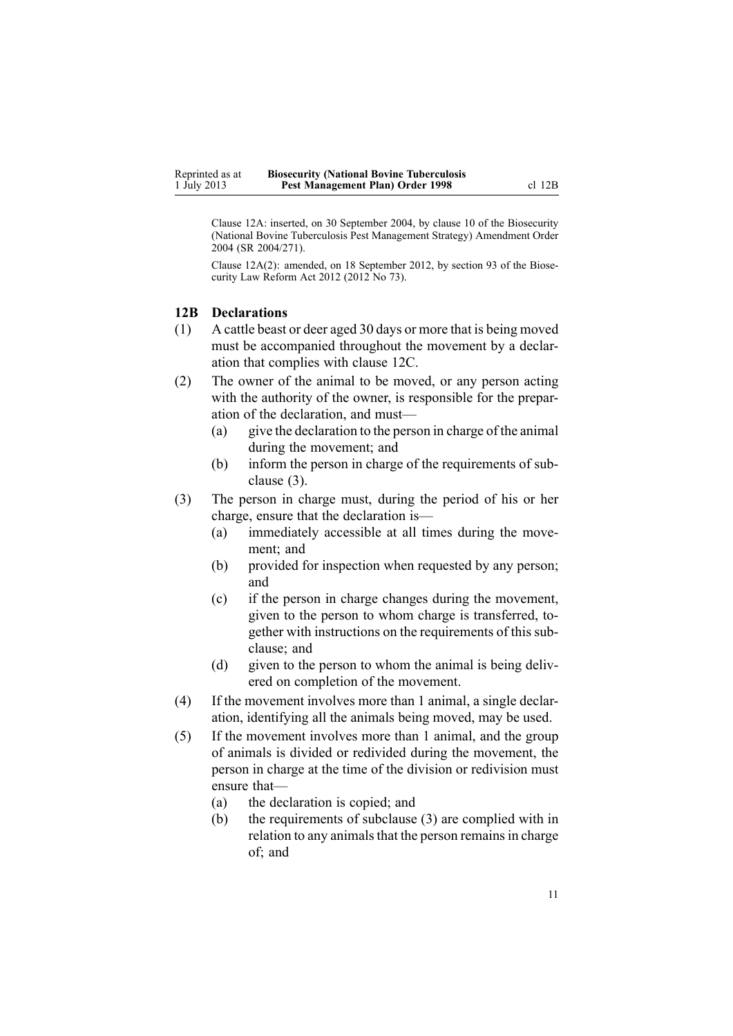Clause 12A: inserted, on 30 September 2004, by clause 10 of the Biosecurity (National Bovine Tuberculosis Pest Management Strategy) Amendment Order 2004 (SR 2004/271).

Clause 12A(2): amended, on 18 September 2012, by section 93 of the Biosecurity Law Reform Act 2012 (2012 No 73).

### 12B Declarations

(1) A cattle beast or deer aged 30 days or more that is being moved must be accompanied throughout the movement by a declaration that complies with clause 12C.

(2) The owner of the animal to be moved, or any person acting with the authority of the owner, is responsible for the preparation of the declaration, and must—

- (a) give the declaration to the person in charge of the animal during the movement; and
- (b) inform the person in charge of the requirements of subclause (3).

(3) The person in charge must, during the period of his or her charge, ensure that the declaration is—

- (a) immediately accessible at all times during the movement; and
- (b) provided for inspection when requested by any person; and
- (c) if the person in charge changes during the movement, given to the person to whom charge is transferred, together with instructions on the requirements of this subclause; and
- (d) given to the person to whom the animal is being delivered on completion of the movement.

(4) If the movement involves more than 1 animal, a single declaration, identifying all the animals being moved, may be used.

(5) If the movement involves more than 1 animal, and the group of animals is divided or redivided during the movement, the person in charge at the time of the division or redivision must ensure that—

- (a) the declaration is copied; and
- (b) the requirements of subclause (3) are complied with in relation to any animals that the person remains in charge of; and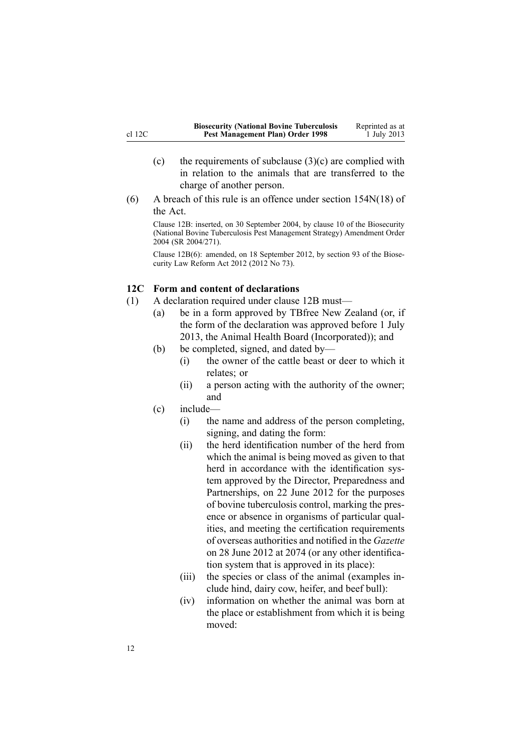(c) the requirements of subclause (3)(c) are complied with in relation to the animals that are transferred to the charge of another person.

(6) A breach of this rule is an offence under section 154N(18) of the Act.

Clause 12B: inserted, on 30 September 2004, by clause 10 of the Biosecurity (National Bovine Tuberculosis Pest Management Strategy) Amendment Order 2004 (SR 2004/271).

Clause 12B(6): amended, on 18 September 2012, by section 93 of the Biosecurity Law Reform Act 2012 (2012 No 73).

### 12C Form and content of declarations

(1) A declaration required under clause 12B must—

- (a) be in a form approved by TBfree New Zealand (or, if the form of the declaration was approved before 1 July 2013, the Animal Health Board (Incorporated)); and
- (b) be completed, signed, and dated by—
  - (i) the owner of the cattle beast or deer to which it relates; or
  - (ii) a person acting with the authority of the owner; and
- (c) include—
  - (i) the name and address of the person completing, signing, and dating the form:
  - (ii) the herd identification number of the herd from which the animal is being moved as given to that herd in accordance with the identification system approved by the Director, Preparedness and Partnerships, on 22 June 2012 for the purposes of bovine tuberculosis control, marking the presence or absence in organisms of particular qualities, and meeting the certification requirements of overseas authorities and notified in the *Gazette* on 28 June 2012 at 2074 (or any other identification system that is approved in its place):
  - (iii) the species or class of the animal (examples include hind, dairy cow, heifer, and beef bull):
  - (iv) information on whether the animal was born at the place or establishment from which it is being moved: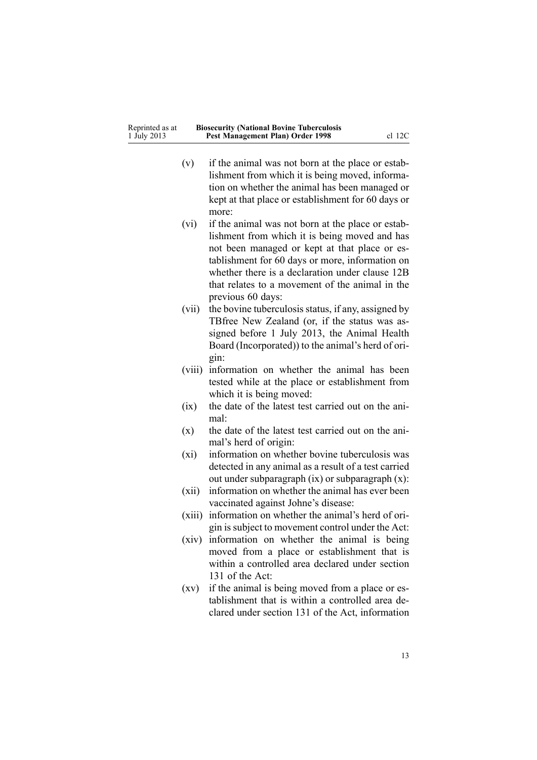(v) if the animal was not born at the place or establishment from which it is being moved, information on whether the animal has been managed or kept at that place or establishment for 60 days or more:

(vi) if the animal was not born at the place or establishment from which it is being moved and has not been managed or kept at that place or establishment for 60 days or more, information on whether there is a declaration under clause 12B that relates to a movement of the animal in the previous 60 days:

(vii) the bovine tuberculosis status, if any, assigned by TBfree New Zealand (or, if the status was assigned before 1 July 2013, the Animal Health Board (Incorporated)) to the animal's herd of origin:

(viii) information on whether the animal has been tested while at the place or establishment from which it is being moved:

(ix) the date of the latest test carried out on the animal:

(x) the date of the latest test carried out on the animal's herd of origin:

(xi) information on whether bovine tuberculosis was detected in any animal as a result of a test carried out under subparagraph (ix) or subparagraph (x):

(xii) information on whether the animal has ever been vaccinated against Johne's disease:

(xiii) information on whether the animal's herd of origin is subject to movement control under the Act:

(xiv) information on whether the animal is being moved from a place or establishment that is within a controlled area declared under section 131 of the Act:

(xv) if the animal is being moved from a place or establishment that is within a controlled area declared under section 131 of the Act, information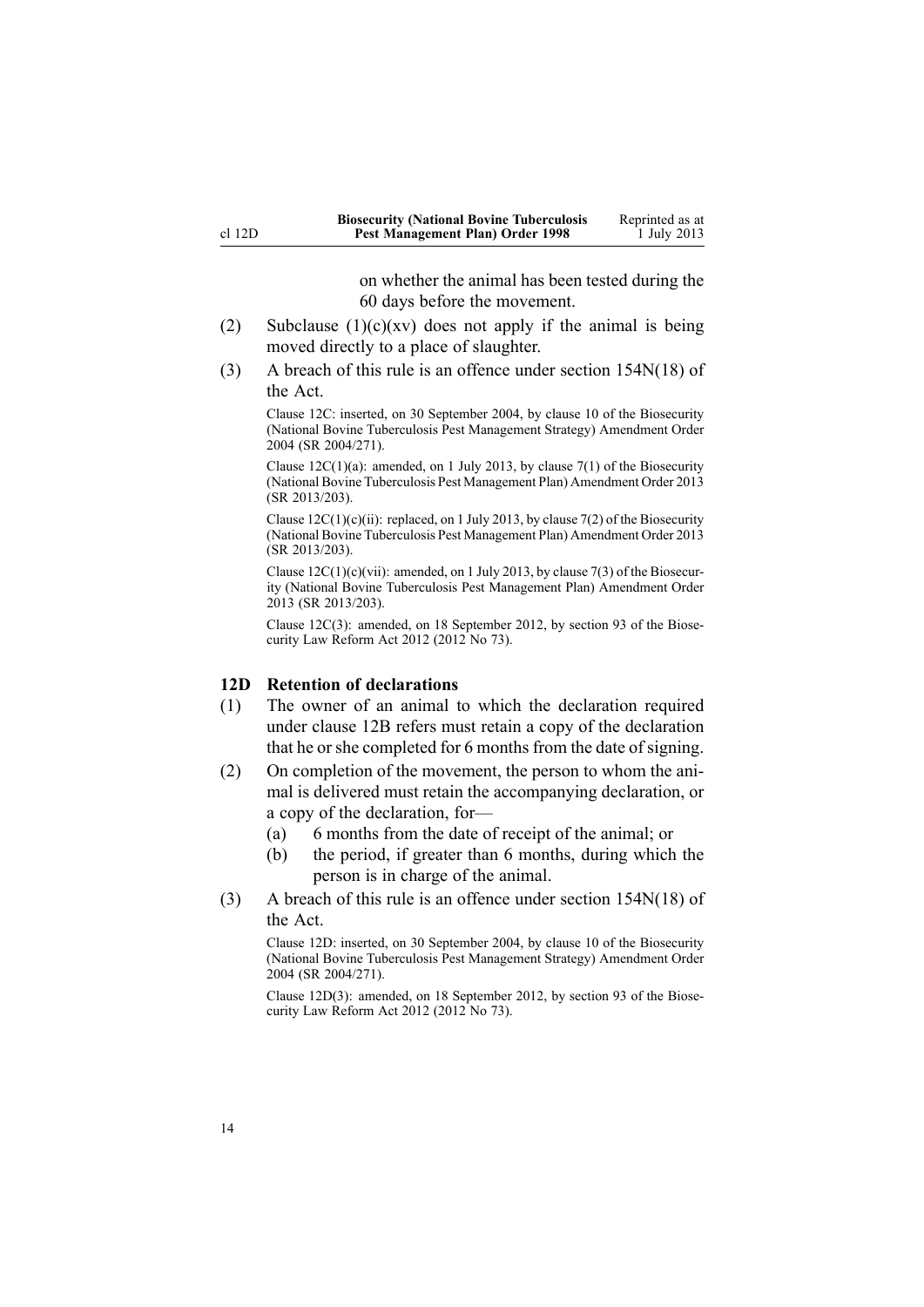on whether the animal has been tested during the 60 days before the movement.

(2) Subclause (1)(c)(xv) does not apply if the animal is being moved directly to a place of slaughter.

(3) A breach of this rule is an offence under section 154N(18) of the Act.

Clause 12C: inserted, on 30 September 2004, by clause 10 of the Biosecurity (National Bovine Tuberculosis Pest Management Strategy) Amendment Order 2004 (SR 2004/271).

Clause 12C(1)(a): amended, on 1 July 2013, by clause 7(1) of the Biosecurity (National Bovine Tuberculosis Pest Management Plan) Amendment Order 2013 (SR 2013/203).

Clause 12C(1)(c)(ii): replaced, on 1 July 2013, by clause 7(2) of the Biosecurity (National Bovine Tuberculosis Pest Management Plan) Amendment Order 2013 (SR 2013/203).

Clause 12C(1)(c)(vii): amended, on 1 July 2013, by clause 7(3) of the Biosecurity (National Bovine Tuberculosis Pest Management Plan) Amendment Order 2013 (SR 2013/203).

Clause 12C(3): amended, on 18 September 2012, by section 93 of the Biosecurity Law Reform Act 2012 (2012 No 73).

### 12D Retention of declarations

(1) The owner of an animal to which the declaration required under clause 12B refers must retain a copy of the declaration that he or she completed for 6 months from the date of signing.

(2) On completion of the movement, the person to whom the animal is delivered must retain the accompanying declaration, or a copy of the declaration, for—

  (a) 6 months from the date of receipt of the animal; or

  (b) the period, if greater than 6 months, during which the person is in charge of the animal.

(3) A breach of this rule is an offence under section 154N(18) of the Act.

Clause 12D: inserted, on 30 September 2004, by clause 10 of the Biosecurity (National Bovine Tuberculosis Pest Management Strategy) Amendment Order 2004 (SR 2004/271).

Clause 12D(3): amended, on 18 September 2012, by section 93 of the Biosecurity Law Reform Act 2012 (2012 No 73).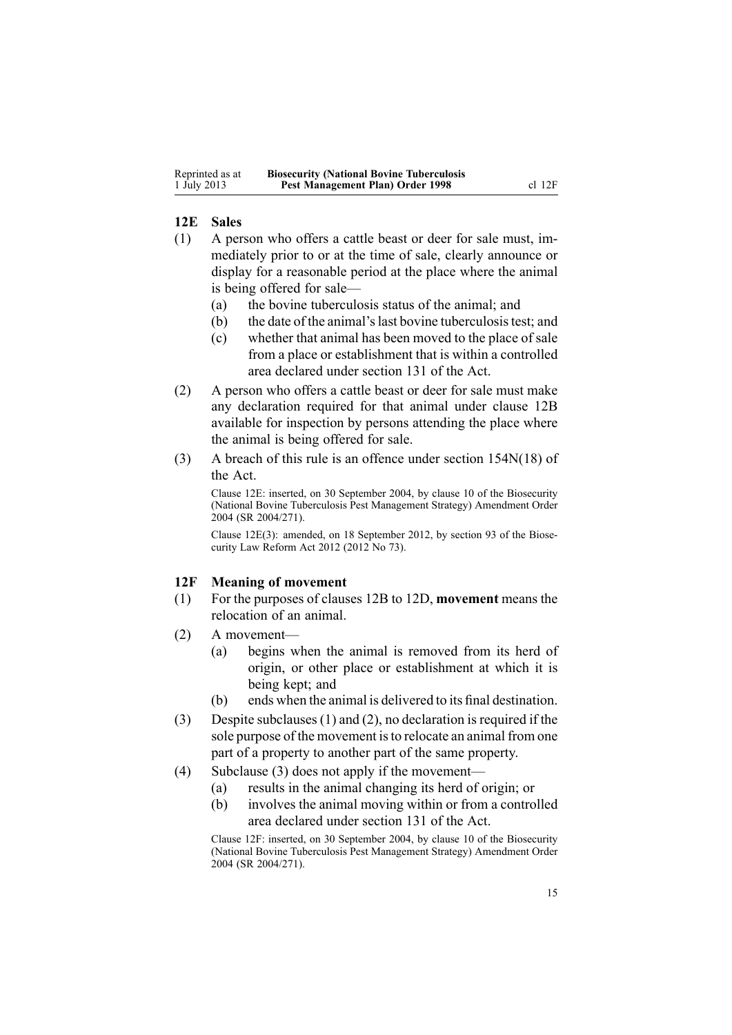### 12E Sales

(1) A person who offers a cattle beast or deer for sale must, immediately prior to or at the time of sale, clearly announce or display for a reasonable period at the place where the animal is being offered for sale—

(a) the bovine tuberculosis status of the animal; and

(b) the date of the animal's last bovine tuberculosis test; and

(c) whether that animal has been moved to the place of sale from a place or establishment that is within a controlled area declared under section 131 of the Act.

(2) A person who offers a cattle beast or deer for sale must make any declaration required for that animal under clause 12B available for inspection by persons attending the place where the animal is being offered for sale.

(3) A breach of this rule is an offence under section 154N(18) of the Act.

Clause 12E: inserted, on 30 September 2004, by clause 10 of the Biosecurity (National Bovine Tuberculosis Pest Management Strategy) Amendment Order 2004 (SR 2004/271).

Clause 12E(3): amended, on 18 September 2012, by section 93 of the Biosecurity Law Reform Act 2012 (2012 No 73).

### 12F Meaning of movement

(1) For the purposes of clauses 12B to 12D, **movement** means the relocation of an animal.

(2) A movement—

(a) begins when the animal is removed from its herd of origin, or other place or establishment at which it is being kept; and

(b) ends when the animal is delivered to its final destination.

(3) Despite subclauses (1) and (2), no declaration is required if the sole purpose of the movement is to relocate an animal from one part of a property to another part of the same property.

(4) Subclause (3) does not apply if the movement—

(a) results in the animal changing its herd of origin; or

(b) involves the animal moving within or from a controlled area declared under section 131 of the Act.

Clause 12F: inserted, on 30 September 2004, by clause 10 of the Biosecurity (National Bovine Tuberculosis Pest Management Strategy) Amendment Order 2004 (SR 2004/271).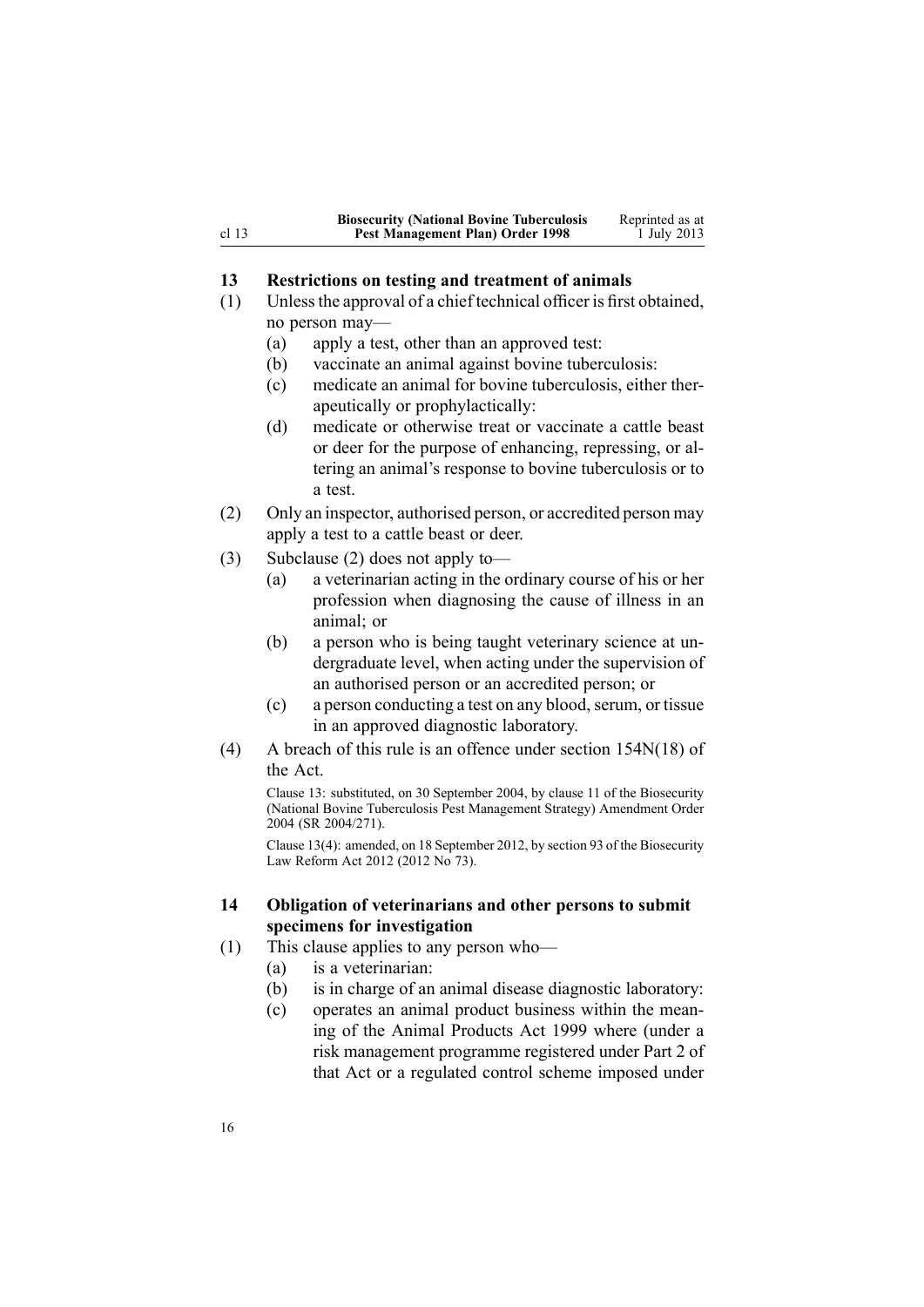## 13 Restrictions on testing and treatment of animals

(1) Unless the approval of a chief technical officer is first obtained, no person may—

- (a) apply a test, other than an approved test:
- (b) vaccinate an animal against bovine tuberculosis:
- (c) medicate an animal for bovine tuberculosis, either therapeutically or prophylactically:
- (d) medicate or otherwise treat or vaccinate a cattle beast or deer for the purpose of enhancing, repressing, or altering an animal's response to bovine tuberculosis or to a test.

(2) Only an inspector, authorised person, or accredited person may apply a test to a cattle beast or deer.

(3) Subclause (2) does not apply to—

- (a) a veterinarian acting in the ordinary course of his or her profession when diagnosing the cause of illness in an animal; or
- (b) a person who is being taught veterinary science at undergraduate level, when acting under the supervision of an authorised person or an accredited person; or
- (c) a person conducting a test on any blood, serum, or tissue in an approved diagnostic laboratory.

(4) A breach of this rule is an offence under section 154N(18) of the Act.

Clause 13: substituted, on 30 September 2004, by clause 11 of the Biosecurity (National Bovine Tuberculosis Pest Management Strategy) Amendment Order 2004 (SR 2004/271).

Clause 13(4): amended, on 18 September 2012, by section 93 of the Biosecurity Law Reform Act 2012 (2012 No 73).

## 14 Obligation of veterinarians and other persons to submit specimens for investigation

(1) This clause applies to any person who—

- (a) is a veterinarian:
- (b) is in charge of an animal disease diagnostic laboratory:
- (c) operates an animal product business within the meaning of the Animal Products Act 1999 where (under a risk management programme registered under Part 2 of that Act or a regulated control scheme imposed under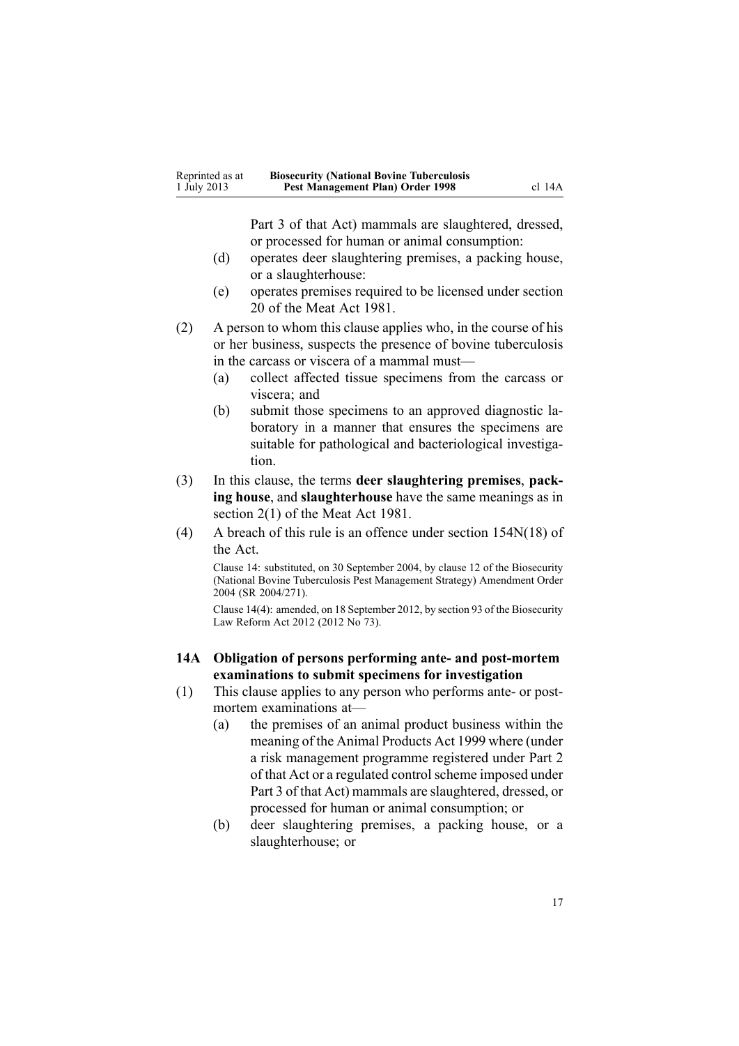Part 3 of that Act) mammals are slaughtered, dressed, or processed for human or animal consumption:

(d) operates deer slaughtering premises, a packing house, or a slaughterhouse:

(e) operates premises required to be licensed under section 20 of the Meat Act 1981.

(2) A person to whom this clause applies who, in the course of his or her business, suspects the presence of bovine tuberculosis in the carcass or viscera of a mammal must—

(a) collect affected tissue specimens from the carcass or viscera; and

(b) submit those specimens to an approved diagnostic laboratory in a manner that ensures the specimens are suitable for pathological and bacteriological investigation.

(3) In this clause, the terms **deer slaughtering premises**, **packing house**, and **slaughterhouse** have the same meanings as in section 2(1) of the Meat Act 1981.

(4) A breach of this rule is an offence under section 154N(18) of the Act.

Clause 14: substituted, on 30 September 2004, by clause 12 of the Biosecurity (National Bovine Tuberculosis Pest Management Strategy) Amendment Order 2004 (SR 2004/271).

Clause 14(4): amended, on 18 September 2012, by section 93 of the Biosecurity Law Reform Act 2012 (2012 No 73).

### 14A Obligation of persons performing ante- and post-mortem examinations to submit specimens for investigation

(1) This clause applies to any person who performs ante- or post-mortem examinations at—

(a) the premises of an animal product business within the meaning of the Animal Products Act 1999 where (under a risk management programme registered under Part 2 of that Act or a regulated control scheme imposed under Part 3 of that Act) mammals are slaughtered, dressed, or processed for human or animal consumption; or

(b) deer slaughtering premises, a packing house, or a slaughterhouse; or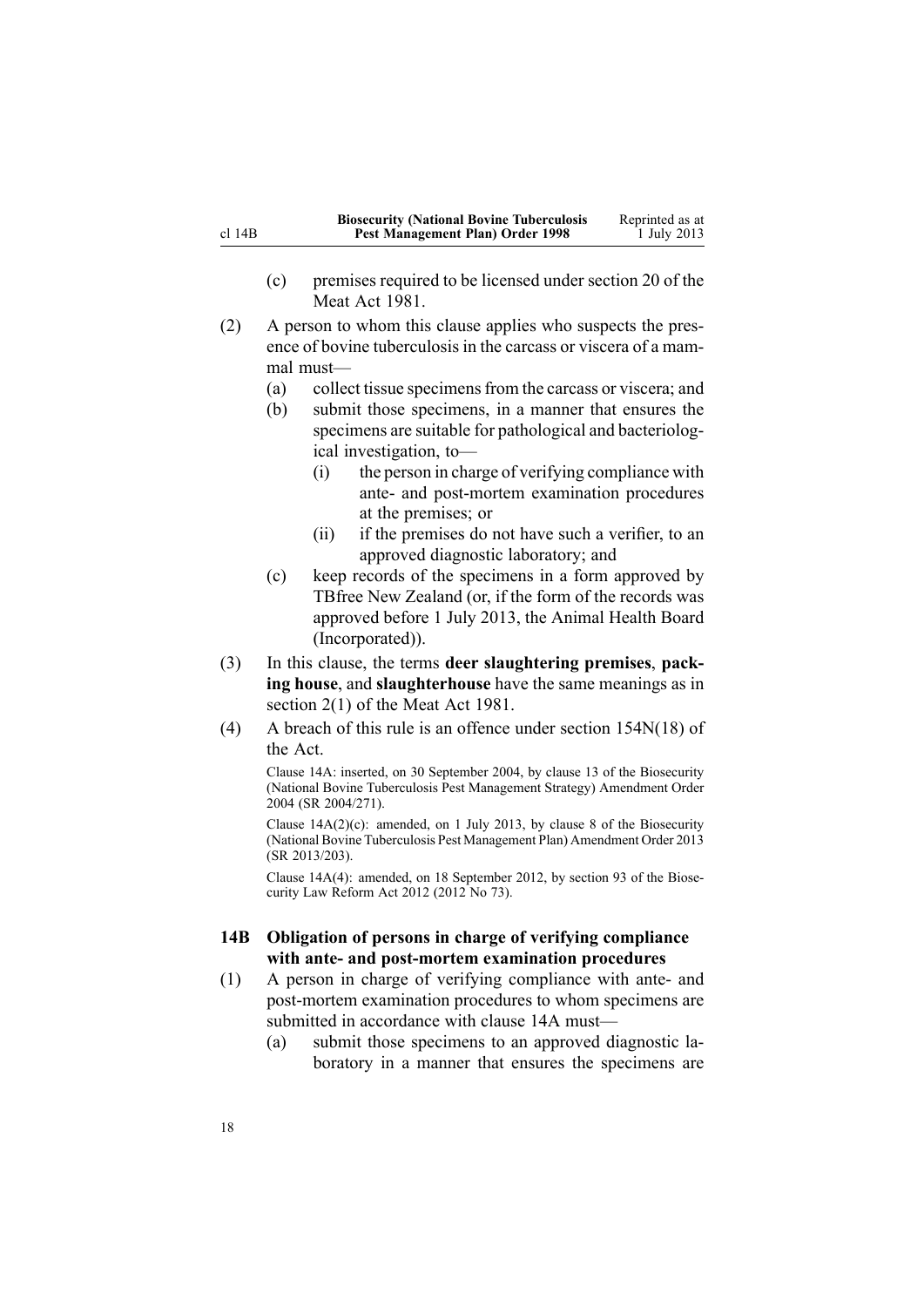(c) premises required to be licensed under section 20 of the Meat Act 1981.

(2) A person to whom this clause applies who suspects the presence of bovine tuberculosis in the carcass or viscera of a mammal must—

(a) collect tissue specimens from the carcass or viscera; and

(b) submit those specimens, in a manner that ensures the specimens are suitable for pathological and bacteriological investigation, to—

(i) the person in charge of verifying compliance with ante- and post-mortem examination procedures at the premises; or

(ii) if the premises do not have such a verifier, to an approved diagnostic laboratory; and

(c) keep records of the specimens in a form approved by TBfree New Zealand (or, if the form of the records was approved before 1 July 2013, the Animal Health Board (Incorporated)).

(3) In this clause, the terms **deer slaughtering premises**, **packing house**, and **slaughterhouse** have the same meanings as in section 2(1) of the Meat Act 1981.

(4) A breach of this rule is an offence under section 154N(18) of the Act.

Clause 14A: inserted, on 30 September 2004, by clause 13 of the Biosecurity (National Bovine Tuberculosis Pest Management Strategy) Amendment Order 2004 (SR 2004/271).

Clause 14A(2)(c): amended, on 1 July 2013, by clause 8 of the Biosecurity (National Bovine Tuberculosis Pest Management Plan) Amendment Order 2013 (SR 2013/203).

Clause 14A(4): amended, on 18 September 2012, by section 93 of the Biosecurity Law Reform Act 2012 (2012 No 73).

### 14B Obligation of persons in charge of verifying compliance with ante- and post-mortem examination procedures

(1) A person in charge of verifying compliance with ante- and post-mortem examination procedures to whom specimens are submitted in accordance with clause 14A must—

(a) submit those specimens to an approved diagnostic laboratory in a manner that ensures the specimens are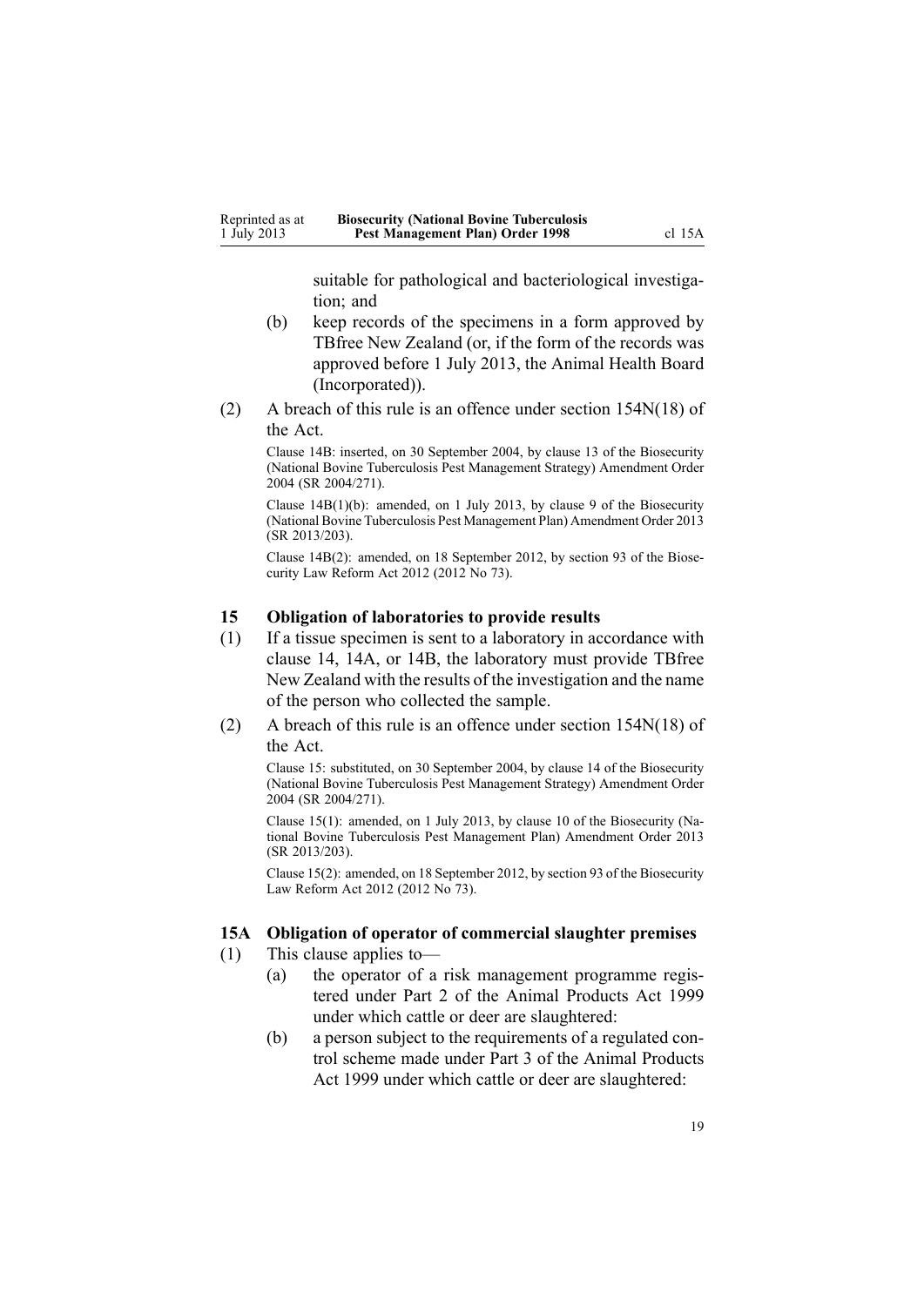suitable for pathological and bacteriological investigation; and

(b) keep records of the specimens in a form approved by TBfree New Zealand (or, if the form of the records was approved before 1 July 2013, the Animal Health Board (Incorporated)).

(2) A breach of this rule is an offence under section 154N(18) of the Act.

Clause 14B: inserted, on 30 September 2004, by clause 13 of the Biosecurity (National Bovine Tuberculosis Pest Management Strategy) Amendment Order 2004 (SR 2004/271).

Clause 14B(1)(b): amended, on 1 July 2013, by clause 9 of the Biosecurity (National Bovine Tuberculosis Pest Management Plan) Amendment Order 2013 (SR 2013/203).

Clause 14B(2): amended, on 18 September 2012, by section 93 of the Biosecurity Law Reform Act 2012 (2012 No 73).

### 15 Obligation of laboratories to provide results

(1) If a tissue specimen is sent to a laboratory in accordance with clause 14, 14A, or 14B, the laboratory must provide TBfree New Zealand with the results of the investigation and the name of the person who collected the sample.

(2) A breach of this rule is an offence under section 154N(18) of the Act.

Clause 15: substituted, on 30 September 2004, by clause 14 of the Biosecurity (National Bovine Tuberculosis Pest Management Strategy) Amendment Order 2004 (SR 2004/271).

Clause 15(1): amended, on 1 July 2013, by clause 10 of the Biosecurity (National Bovine Tuberculosis Pest Management Plan) Amendment Order 2013 (SR 2013/203).

Clause 15(2): amended, on 18 September 2012, by section 93 of the Biosecurity Law Reform Act 2012 (2012 No 73).

### 15A Obligation of operator of commercial slaughter premises

(1) This clause applies to—

(a) the operator of a risk management programme registered under Part 2 of the Animal Products Act 1999 under which cattle or deer are slaughtered:

(b) a person subject to the requirements of a regulated control scheme made under Part 3 of the Animal Products Act 1999 under which cattle or deer are slaughtered: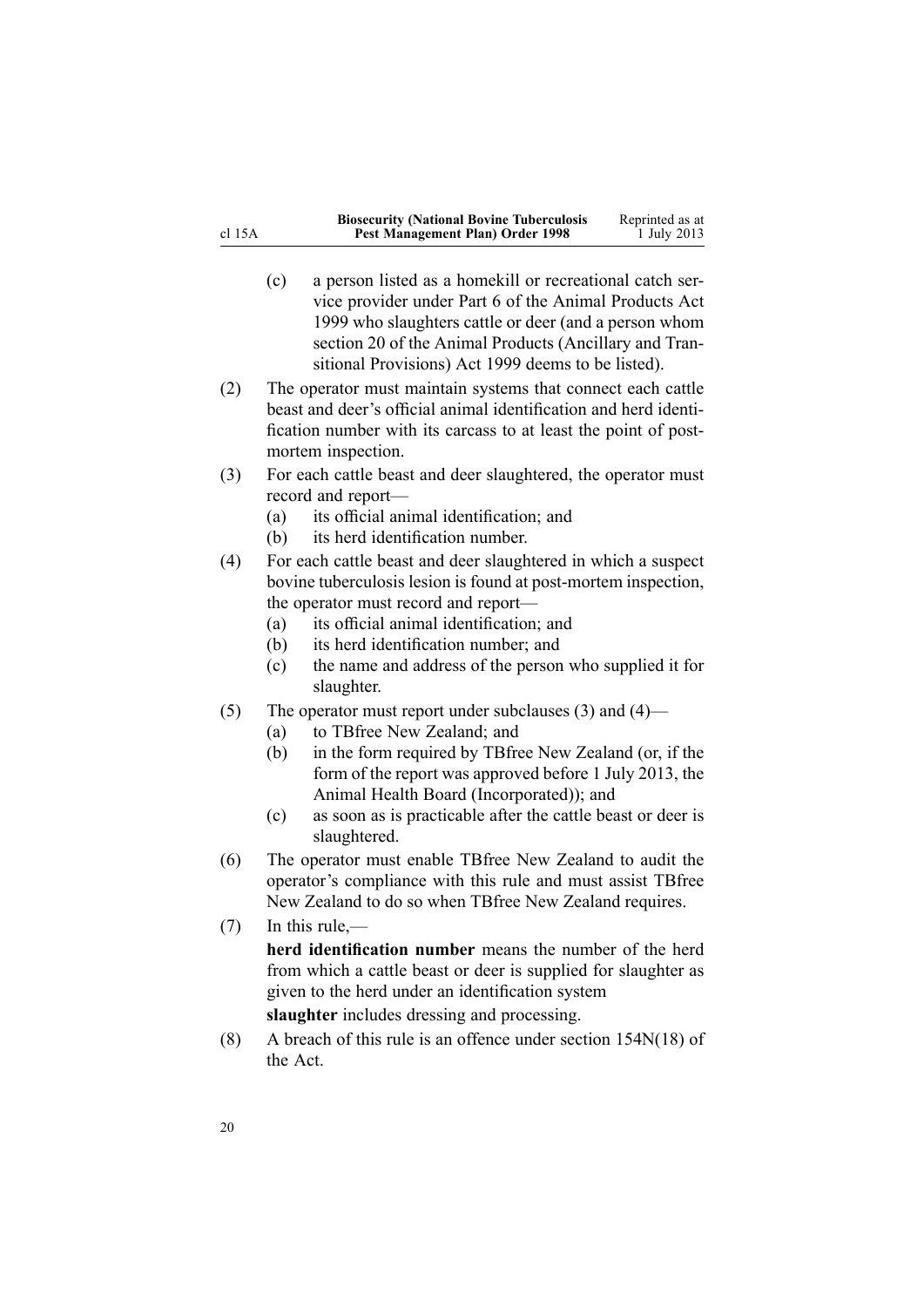(c) a person listed as a homekill or recreational catch service provider under Part 6 of the Animal Products Act 1999 who slaughters cattle or deer (and a person whom section 20 of the Animal Products (Ancillary and Transitional Provisions) Act 1999 deems to be listed).

(2) The operator must maintain systems that connect each cattle beast and deer's official animal identification and herd identification number with its carcass to at least the point of post-mortem inspection.

(3) For each cattle beast and deer slaughtered, the operator must record and report—

(a) its official animal identification; and

(b) its herd identification number.

(4) For each cattle beast and deer slaughtered in which a suspect bovine tuberculosis lesion is found at post-mortem inspection, the operator must record and report—

(a) its official animal identification; and

(b) its herd identification number; and

(c) the name and address of the person who supplied it for slaughter.

(5) The operator must report under subclauses (3) and (4)—

(a) to TBfree New Zealand; and

(b) in the form required by TBfree New Zealand (or, if the form of the report was approved before 1 July 2013, the Animal Health Board (Incorporated)); and

(c) as soon as is practicable after the cattle beast or deer is slaughtered.

(6) The operator must enable TBfree New Zealand to audit the operator's compliance with this rule and must assist TBfree New Zealand to do so when TBfree New Zealand requires.

(7) In this rule,—

**herd identification number** means the number of the herd from which a cattle beast or deer is supplied for slaughter as given to the herd under an identification system

**slaughter** includes dressing and processing.

(8) A breach of this rule is an offence under section 154N(18) of the Act.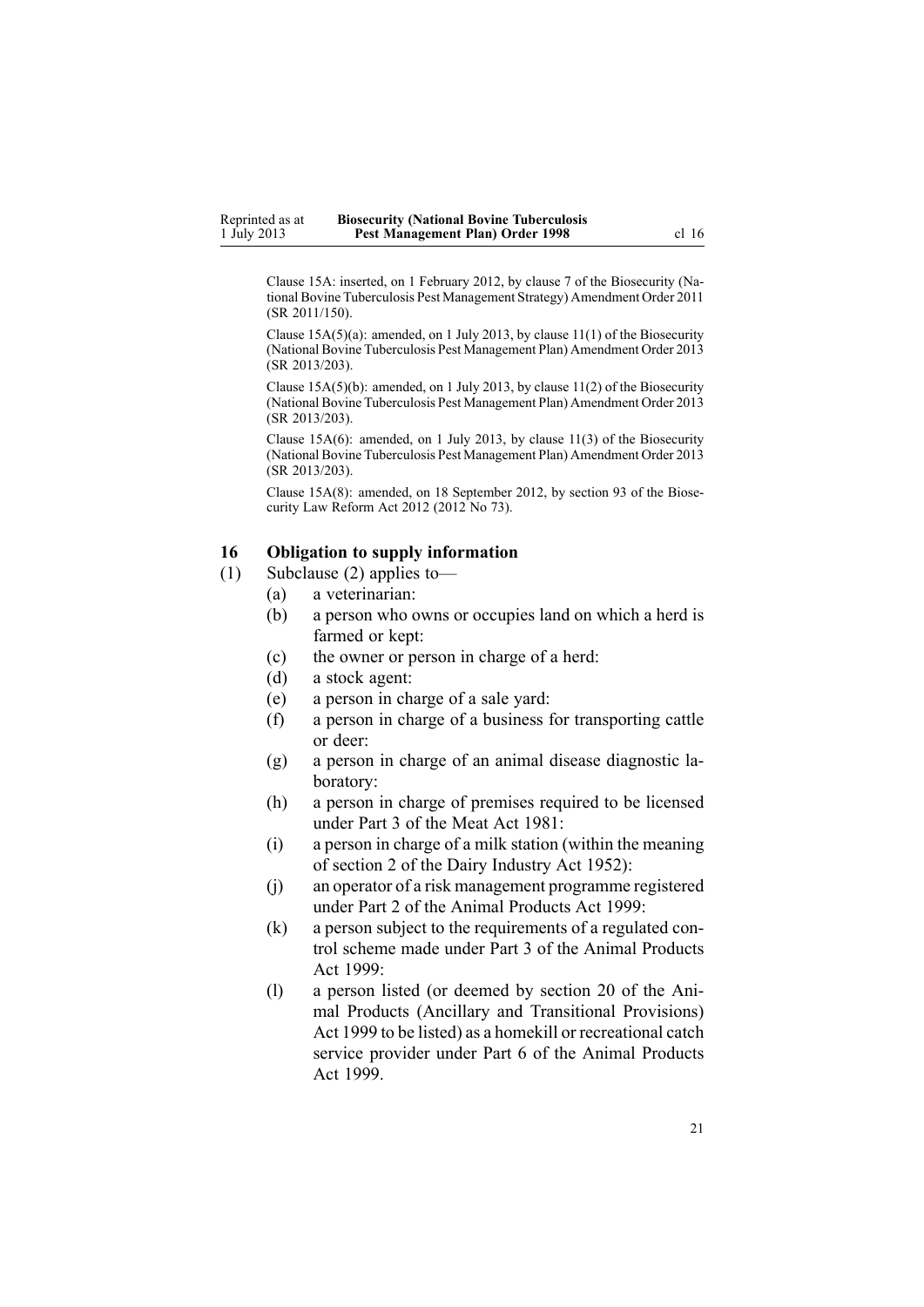Clause 15A: inserted, on 1 February 2012, by clause 7 of the Biosecurity (National Bovine Tuberculosis Pest Management Strategy) Amendment Order 2011 (SR 2011/150).

Clause 15A(5)(a): amended, on 1 July 2013, by clause 11(1) of the Biosecurity (National Bovine Tuberculosis Pest Management Plan) Amendment Order 2013 (SR 2013/203).

Clause 15A(5)(b): amended, on 1 July 2013, by clause 11(2) of the Biosecurity (National Bovine Tuberculosis Pest Management Plan) Amendment Order 2013 (SR 2013/203).

Clause 15A(6): amended, on 1 July 2013, by clause 11(3) of the Biosecurity (National Bovine Tuberculosis Pest Management Plan) Amendment Order 2013 (SR 2013/203).

Clause 15A(8): amended, on 18 September 2012, by section 93 of the Biosecurity Law Reform Act 2012 (2012 No 73).

## 16 Obligation to supply information

(1) Subclause (2) applies to—

(a) a veterinarian:

(b) a person who owns or occupies land on which a herd is farmed or kept:

(c) the owner or person in charge of a herd:

(d) a stock agent:

(e) a person in charge of a sale yard:

(f) a person in charge of a business for transporting cattle or deer:

(g) a person in charge of an animal disease diagnostic laboratory:

(h) a person in charge of premises required to be licensed under Part 3 of the Meat Act 1981:

(i) a person in charge of a milk station (within the meaning of section 2 of the Dairy Industry Act 1952):

(j) an operator of a risk management programme registered under Part 2 of the Animal Products Act 1999:

(k) a person subject to the requirements of a regulated control scheme made under Part 3 of the Animal Products Act 1999:

(l) a person listed (or deemed by section 20 of the Animal Products (Ancillary and Transitional Provisions) Act 1999 to be listed) as a homekill or recreational catch service provider under Part 6 of the Animal Products Act 1999.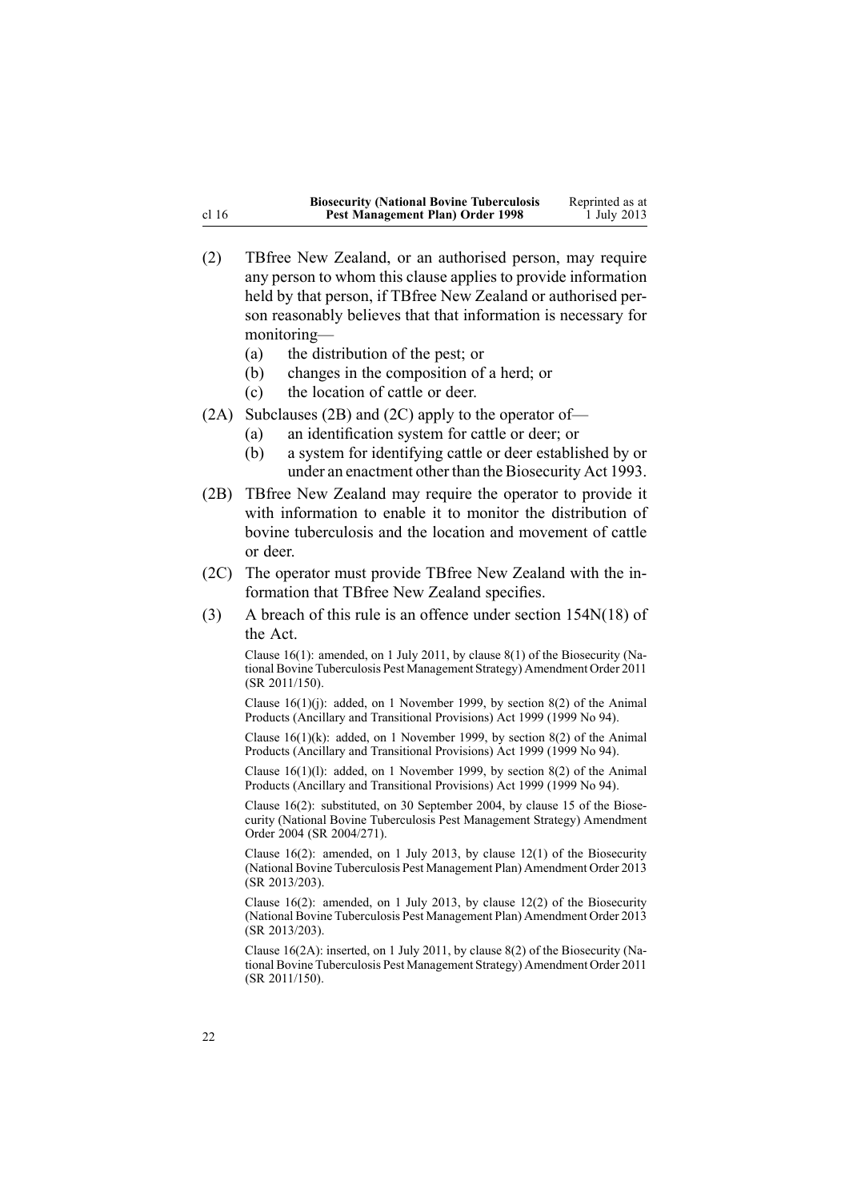(2) TBfree New Zealand, or an authorised person, may require any person to whom this clause applies to provide information held by that person, if TBfree New Zealand or authorised person reasonably believes that that information is necessary for monitoring—

(a) the distribution of the pest; or

(b) changes in the composition of a herd; or

(c) the location of cattle or deer.

(2A) Subclauses (2B) and (2C) apply to the operator of—

(a) an identification system for cattle or deer; or

(b) a system for identifying cattle or deer established by or under an enactment other than the Biosecurity Act 1993.

(2B) TBfree New Zealand may require the operator to provide it with information to enable it to monitor the distribution of bovine tuberculosis and the location and movement of cattle or deer.

(2C) The operator must provide TBfree New Zealand with the information that TBfree New Zealand specifies.

(3) A breach of this rule is an offence under section 154N(18) of the Act.

Clause 16(1): amended, on 1 July 2011, by clause 8(1) of the Biosecurity (National Bovine Tuberculosis Pest Management Strategy) Amendment Order 2011 (SR 2011/150).

Clause 16(1)(j): added, on 1 November 1999, by section 8(2) of the Animal Products (Ancillary and Transitional Provisions) Act 1999 (1999 No 94).

Clause 16(1)(k): added, on 1 November 1999, by section 8(2) of the Animal Products (Ancillary and Transitional Provisions) Act 1999 (1999 No 94).

Clause 16(1)(l): added, on 1 November 1999, by section 8(2) of the Animal Products (Ancillary and Transitional Provisions) Act 1999 (1999 No 94).

Clause 16(2): substituted, on 30 September 2004, by clause 15 of the Biosecurity (National Bovine Tuberculosis Pest Management Strategy) Amendment Order 2004 (SR 2004/271).

Clause 16(2): amended, on 1 July 2013, by clause 12(1) of the Biosecurity (National Bovine Tuberculosis Pest Management Plan) Amendment Order 2013 (SR 2013/203).

Clause 16(2): amended, on 1 July 2013, by clause 12(2) of the Biosecurity (National Bovine Tuberculosis Pest Management Plan) Amendment Order 2013 (SR 2013/203).

Clause 16(2A): inserted, on 1 July 2011, by clause 8(2) of the Biosecurity (National Bovine Tuberculosis Pest Management Strategy) Amendment Order 2011 (SR 2011/150).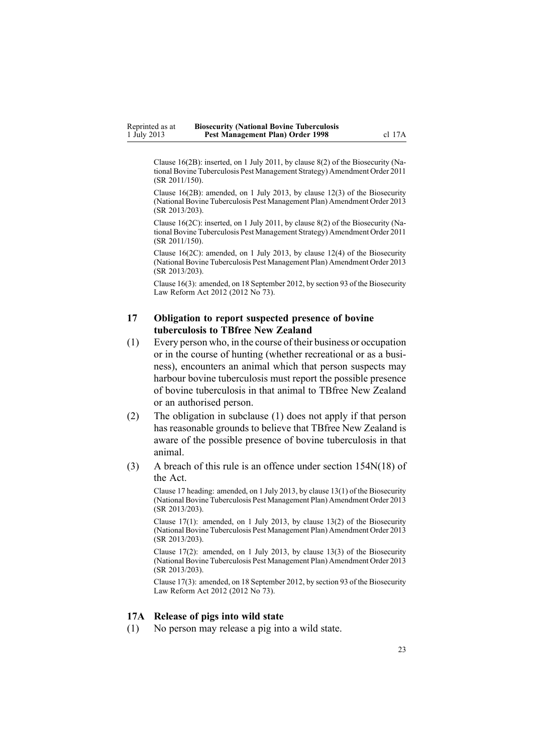Clause 16(2B): inserted, on 1 July 2011, by clause 8(2) of the Biosecurity (National Bovine Tuberculosis Pest Management Strategy) Amendment Order 2011 (SR 2011/150).

Clause 16(2B): amended, on 1 July 2013, by clause 12(3) of the Biosecurity (National Bovine Tuberculosis Pest Management Plan) Amendment Order 2013 (SR 2013/203).

Clause 16(2C): inserted, on 1 July 2011, by clause 8(2) of the Biosecurity (National Bovine Tuberculosis Pest Management Strategy) Amendment Order 2011 (SR 2011/150).

Clause 16(2C): amended, on 1 July 2013, by clause 12(4) of the Biosecurity (National Bovine Tuberculosis Pest Management Plan) Amendment Order 2013 (SR 2013/203).

Clause 16(3): amended, on 18 September 2012, by section 93 of the Biosecurity Law Reform Act 2012 (2012 No 73).

### 17 Obligation to report suspected presence of bovine tuberculosis to TBfree New Zealand

(1) Every person who, in the course of their business or occupation or in the course of hunting (whether recreational or as a business), encounters an animal which that person suspects may harbour bovine tuberculosis must report the possible presence of bovine tuberculosis in that animal to TBfree New Zealand or an authorised person.

(2) The obligation in subclause (1) does not apply if that person has reasonable grounds to believe that TBfree New Zealand is aware of the possible presence of bovine tuberculosis in that animal.

(3) A breach of this rule is an offence under section 154N(18) of the Act.

Clause 17 heading: amended, on 1 July 2013, by clause 13(1) of the Biosecurity (National Bovine Tuberculosis Pest Management Plan) Amendment Order 2013 (SR 2013/203).

Clause 17(1): amended, on 1 July 2013, by clause 13(2) of the Biosecurity (National Bovine Tuberculosis Pest Management Plan) Amendment Order 2013 (SR 2013/203).

Clause 17(2): amended, on 1 July 2013, by clause 13(3) of the Biosecurity (National Bovine Tuberculosis Pest Management Plan) Amendment Order 2013 (SR 2013/203).

Clause 17(3): amended, on 18 September 2012, by section 93 of the Biosecurity Law Reform Act 2012 (2012 No 73).

### 17A Release of pigs into wild state

(1) No person may release a pig into a wild state.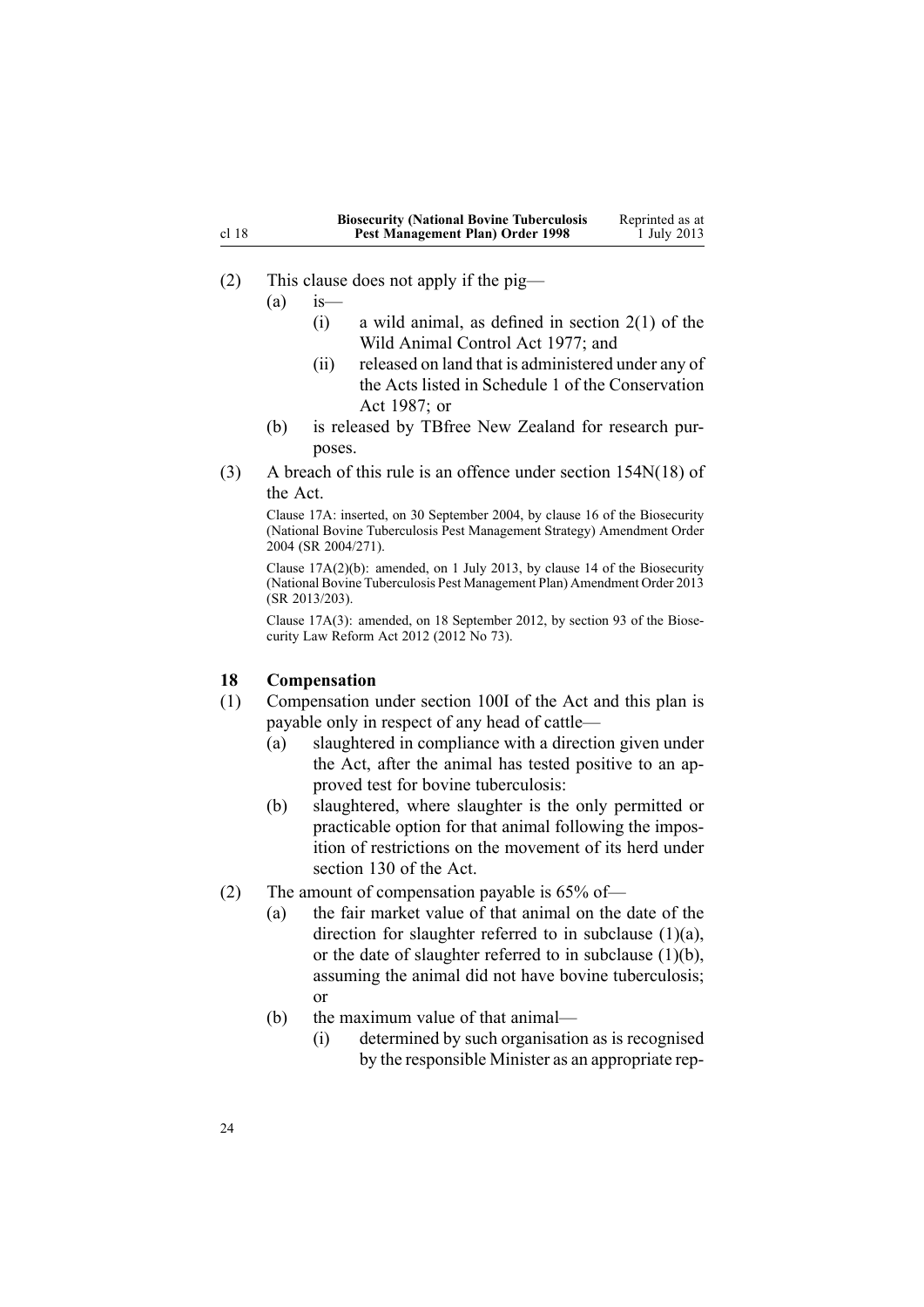(2) This clause does not apply if the pig—

(a) is—

(i) a wild animal, as defined in section 2(1) of the Wild Animal Control Act 1977; and

(ii) released on land that is administered under any of the Acts listed in Schedule 1 of the Conservation Act 1987; or

(b) is released by TBfree New Zealand for research purposes.

(3) A breach of this rule is an offence under section 154N(18) of the Act.

Clause 17A: inserted, on 30 September 2004, by clause 16 of the Biosecurity (National Bovine Tuberculosis Pest Management Strategy) Amendment Order 2004 (SR 2004/271).

Clause 17A(2)(b): amended, on 1 July 2013, by clause 14 of the Biosecurity (National Bovine Tuberculosis Pest Management Plan) Amendment Order 2013 (SR 2013/203).

Clause 17A(3): amended, on 18 September 2012, by section 93 of the Biosecurity Law Reform Act 2012 (2012 No 73).

### 18 Compensation

(1) Compensation under section 100I of the Act and this plan is payable only in respect of any head of cattle—

(a) slaughtered in compliance with a direction given under the Act, after the animal has tested positive to an approved test for bovine tuberculosis:

(b) slaughtered, where slaughter is the only permitted or practicable option for that animal following the imposition of restrictions on the movement of its herd under section 130 of the Act.

(2) The amount of compensation payable is 65% of—

(a) the fair market value of that animal on the date of the direction for slaughter referred to in subclause (1)(a), or the date of slaughter referred to in subclause (1)(b), assuming the animal did not have bovine tuberculosis; or

(b) the maximum value of that animal—

(i) determined by such organisation as is recognised by the responsible Minister as an appropriate rep-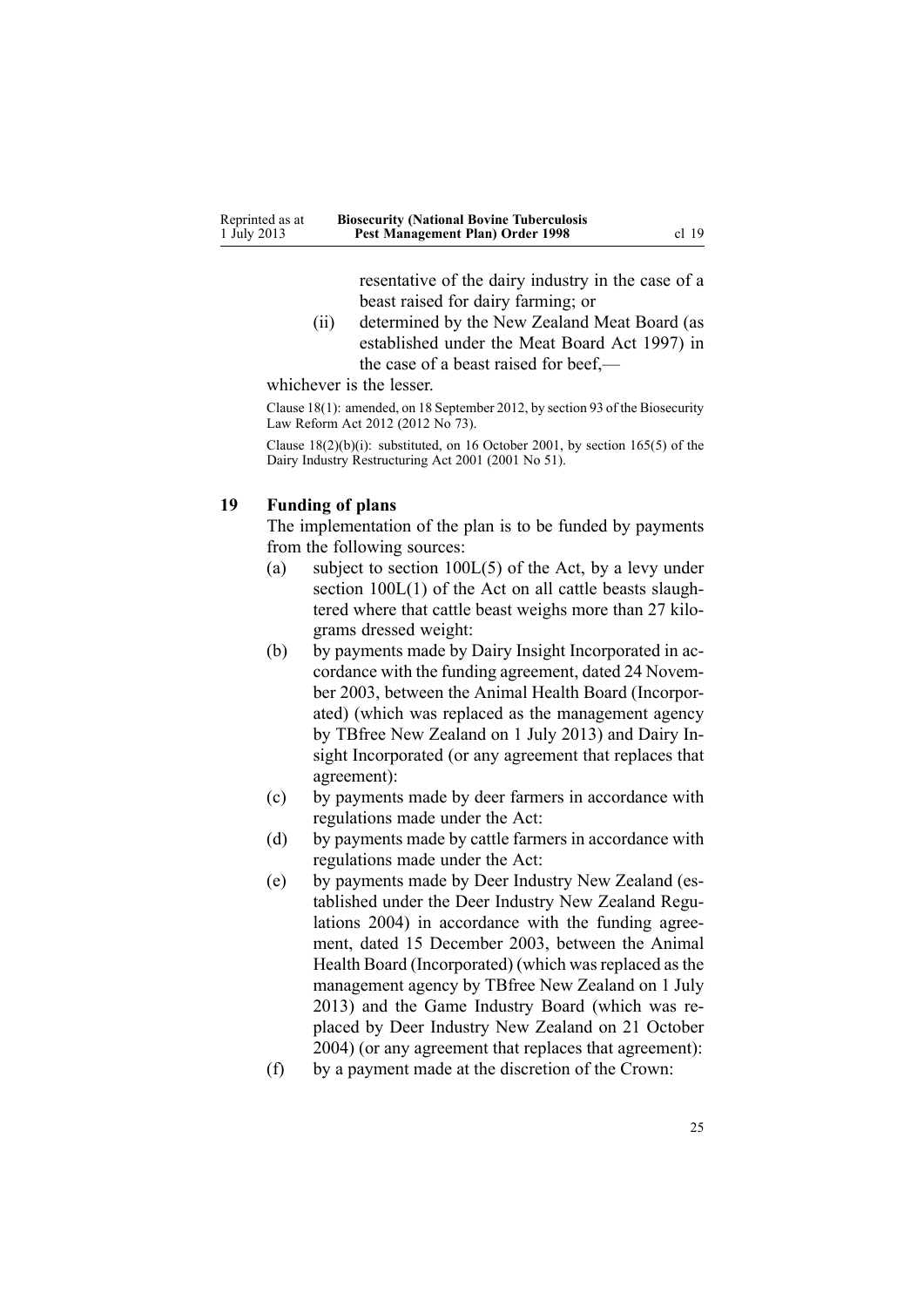resentative of the dairy industry in the case of a beast raised for dairy farming; or

(ii) determined by the New Zealand Meat Board (as established under the Meat Board Act 1997) in the case of a beast raised for beef,—

whichever is the lesser.

Clause 18(1): amended, on 18 September 2012, by section 93 of the Biosecurity Law Reform Act 2012 (2012 No 73).

Clause 18(2)(b)(i): substituted, on 16 October 2001, by section 165(5) of the Dairy Industry Restructuring Act 2001 (2001 No 51).

## 19 Funding of plans

The implementation of the plan is to be funded by payments from the following sources:

(a) subject to section 100L(5) of the Act, by a levy under section 100L(1) of the Act on all cattle beasts slaughtered where that cattle beast weighs more than 27 kilograms dressed weight:

(b) by payments made by Dairy Insight Incorporated in accordance with the funding agreement, dated 24 November 2003, between the Animal Health Board (Incorporated) (which was replaced as the management agency by TBfree New Zealand on 1 July 2013) and Dairy Insight Incorporated (or any agreement that replaces that agreement):

(c) by payments made by deer farmers in accordance with regulations made under the Act:

(d) by payments made by cattle farmers in accordance with regulations made under the Act:

(e) by payments made by Deer Industry New Zealand (established under the Deer Industry New Zealand Regulations 2004) in accordance with the funding agreement, dated 15 December 2003, between the Animal Health Board (Incorporated) (which was replaced as the management agency by TBfree New Zealand on 1 July 2013) and the Game Industry Board (which was replaced by Deer Industry New Zealand on 21 October 2004) (or any agreement that replaces that agreement):

(f) by a payment made at the discretion of the Crown: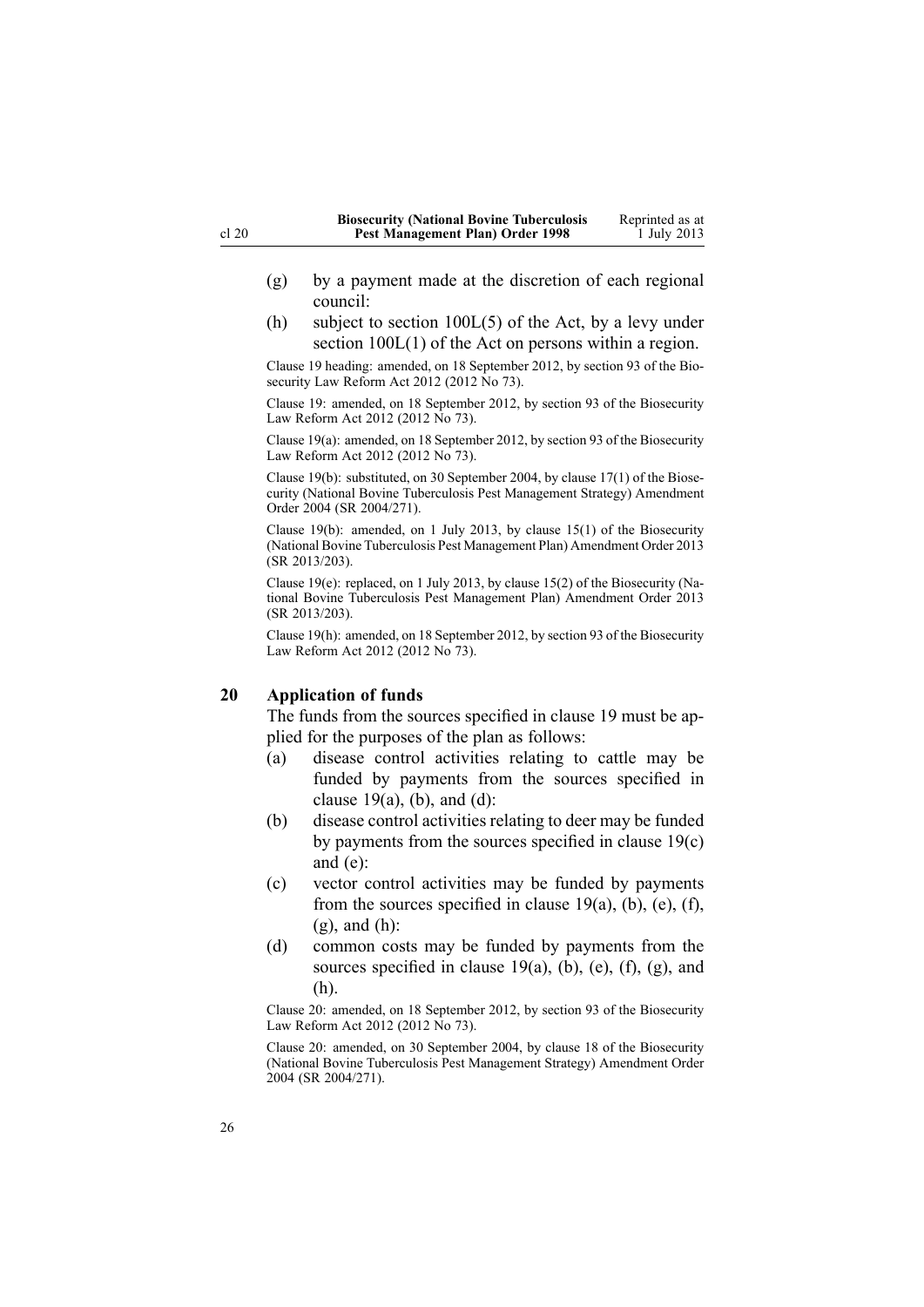(g) by a payment made at the discretion of each regional council:

(h) subject to section 100L(5) of the Act, by a levy under section 100L(1) of the Act on persons within a region.

Clause 19 heading: amended, on 18 September 2012, by section 93 of the Biosecurity Law Reform Act 2012 (2012 No 73).

Clause 19: amended, on 18 September 2012, by section 93 of the Biosecurity Law Reform Act 2012 (2012 No 73).

Clause 19(a): amended, on 18 September 2012, by section 93 of the Biosecurity Law Reform Act 2012 (2012 No 73).

Clause 19(b): substituted, on 30 September 2004, by clause 17(1) of the Biosecurity (National Bovine Tuberculosis Pest Management Strategy) Amendment Order 2004 (SR 2004/271).

Clause 19(b): amended, on 1 July 2013, by clause 15(1) of the Biosecurity (National Bovine Tuberculosis Pest Management Plan) Amendment Order 2013 (SR 2013/203).

Clause 19(e): replaced, on 1 July 2013, by clause 15(2) of the Biosecurity (National Bovine Tuberculosis Pest Management Plan) Amendment Order 2013 (SR 2013/203).

Clause 19(h): amended, on 18 September 2012, by section 93 of the Biosecurity Law Reform Act 2012 (2012 No 73).

## 20 Application of funds

The funds from the sources specified in clause 19 must be applied for the purposes of the plan as follows:

(a) disease control activities relating to cattle may be funded by payments from the sources specified in clause 19(a), (b), and (d):

(b) disease control activities relating to deer may be funded by payments from the sources specified in clause 19(c) and (e):

(c) vector control activities may be funded by payments from the sources specified in clause 19(a), (b), (e), (f), (g), and (h):

(d) common costs may be funded by payments from the sources specified in clause 19(a), (b), (e), (f), (g), and (h).

Clause 20: amended, on 18 September 2012, by section 93 of the Biosecurity Law Reform Act 2012 (2012 No 73).

Clause 20: amended, on 30 September 2004, by clause 18 of the Biosecurity (National Bovine Tuberculosis Pest Management Strategy) Amendment Order 2004 (SR 2004/271).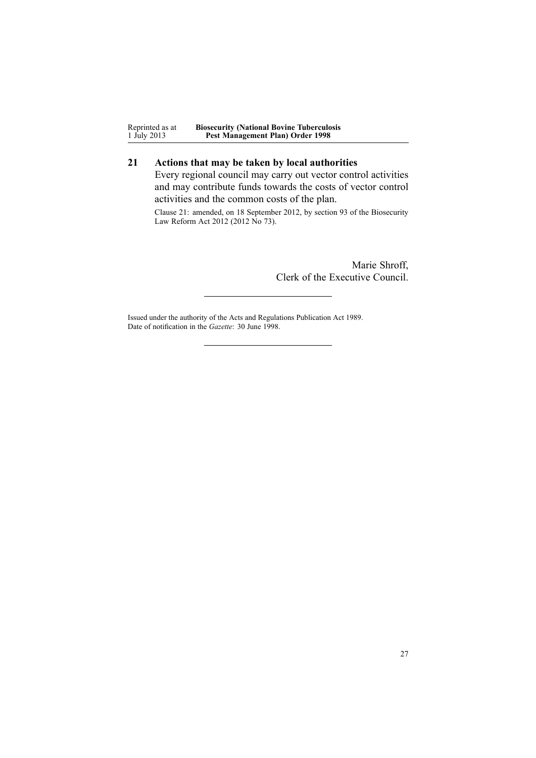## 21 Actions that may be taken by local authorities

Every regional council may carry out vector control activities and may contribute funds towards the costs of vector control activities and the common costs of the plan.

Clause 21: amended, on 18 September 2012, by section 93 of the Biosecurity Law Reform Act 2012 (2012 No 73).

Marie Shroff,
Clerk of the Executive Council.

---

Issued under the authority of the Acts and Regulations Publication Act 1989.
Date of notification in the *Gazette*: 30 June 1998.

---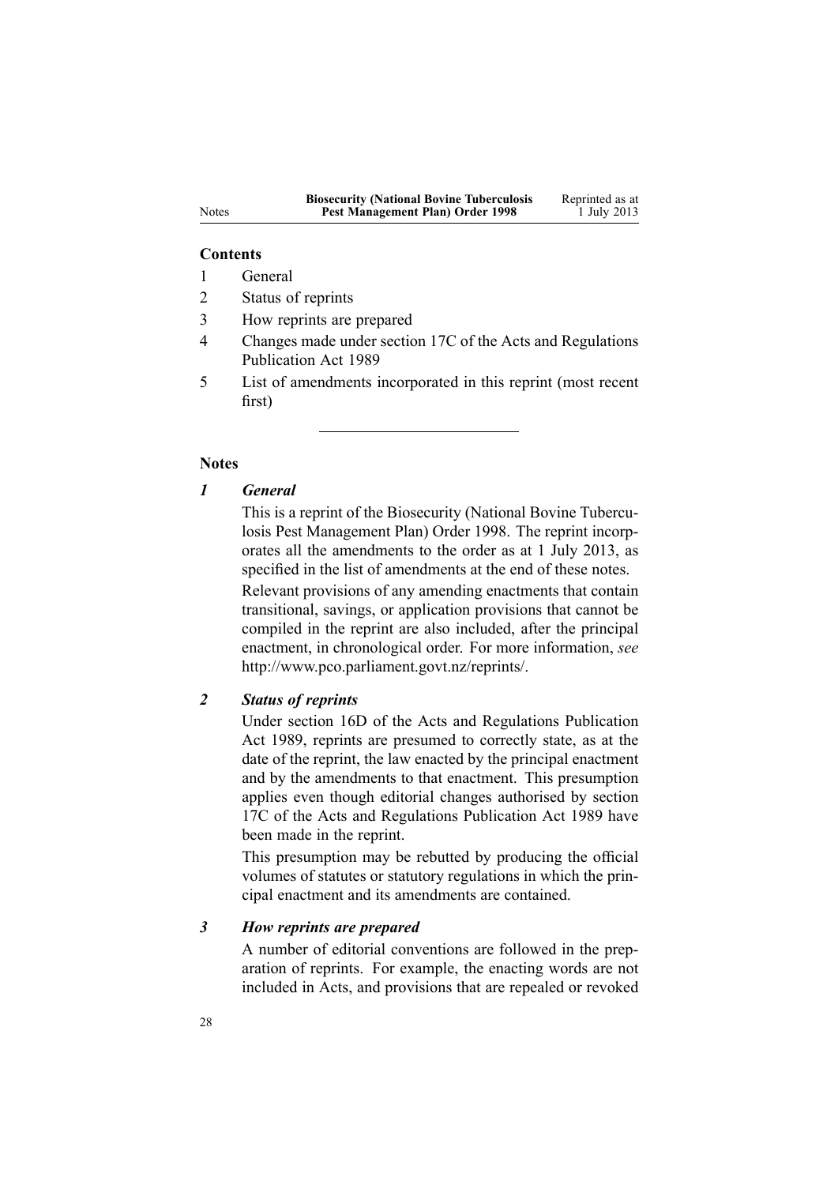## Contents

1. General
2. Status of reprints
3. How reprints are prepared
4. Changes made under section 17C of the Acts and Regulations Publication Act 1989
5. List of amendments incorporated in this reprint (most recent first)

---

## Notes

### *1 General*

This is a reprint of the Biosecurity (National Bovine Tuberculosis Pest Management Plan) Order 1998. The reprint incorporates all the amendments to the order as at 1 July 2013, as specified in the list of amendments at the end of these notes.

Relevant provisions of any amending enactments that contain transitional, savings, or application provisions that cannot be compiled in the reprint are also included, after the principal enactment, in chronological order. For more information, *see* http://www.pco.parliament.govt.nz/reprints/.

### *2 Status of reprints*

Under section 16D of the Acts and Regulations Publication Act 1989, reprints are presumed to correctly state, as at the date of the reprint, the law enacted by the principal enactment and by the amendments to that enactment. This presumption applies even though editorial changes authorised by section 17C of the Acts and Regulations Publication Act 1989 have been made in the reprint.

This presumption may be rebutted by producing the official volumes of statutes or statutory regulations in which the principal enactment and its amendments are contained.

### *3 How reprints are prepared*

A number of editorial conventions are followed in the preparation of reprints. For example, the enacting words are not included in Acts, and provisions that are repealed or revoked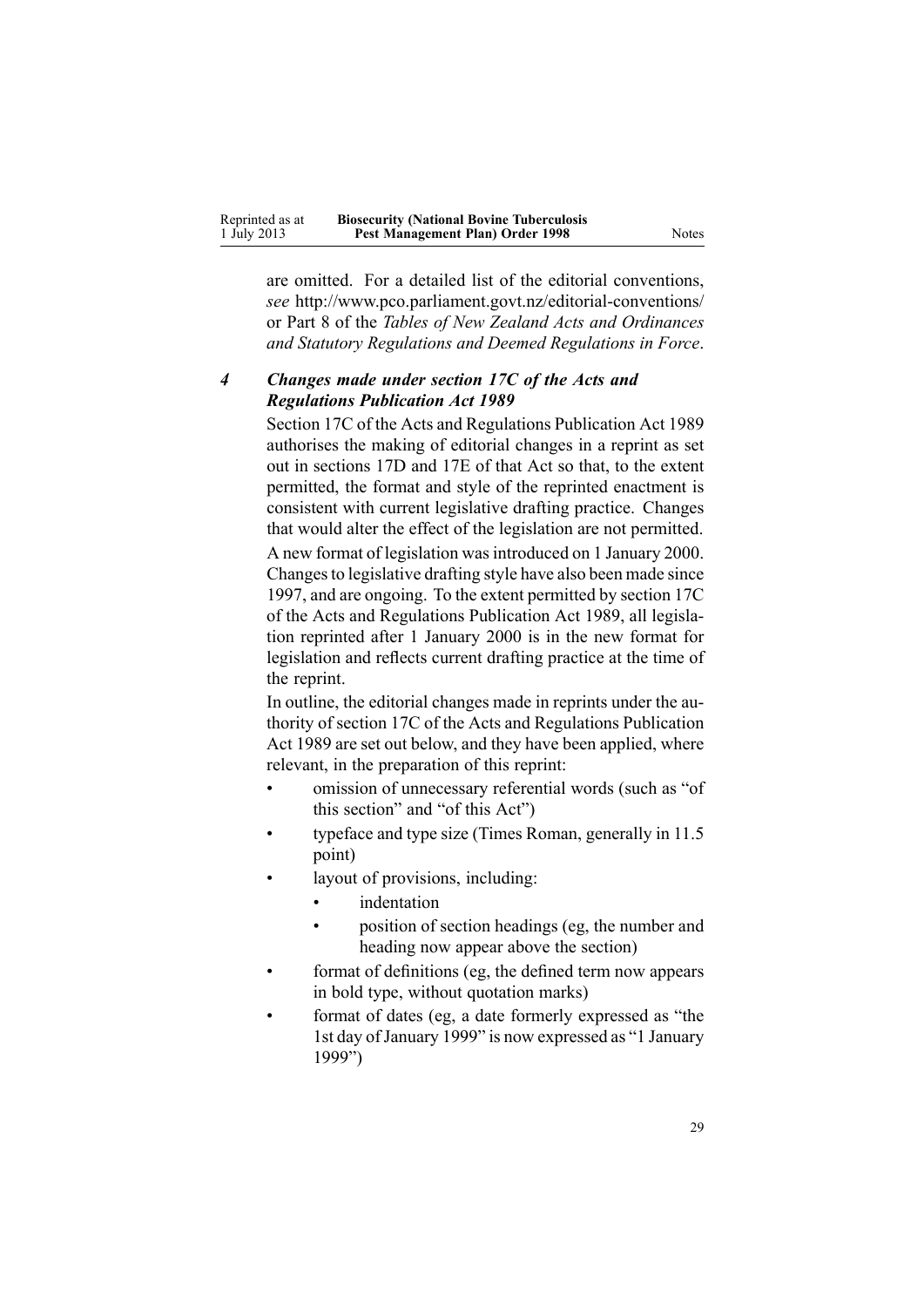are omitted. For a detailed list of the editorial conventions, *see* http://www.pco.parliament.govt.nz/editorial-conventions/ or Part 8 of the *Tables of New Zealand Acts and Ordinances and Statutory Regulations and Deemed Regulations in Force*.

### *4 Changes made under section 17C of the Acts and Regulations Publication Act 1989*

Section 17C of the Acts and Regulations Publication Act 1989 authorises the making of editorial changes in a reprint as set out in sections 17D and 17E of that Act so that, to the extent permitted, the format and style of the reprinted enactment is consistent with current legislative drafting practice. Changes that would alter the effect of the legislation are not permitted.

A new format of legislation was introduced on 1 January 2000. Changes to legislative drafting style have also been made since 1997, and are ongoing. To the extent permitted by section 17C of the Acts and Regulations Publication Act 1989, all legislation reprinted after 1 January 2000 is in the new format for legislation and reflects current drafting practice at the time of the reprint.

In outline, the editorial changes made in reprints under the authority of section 17C of the Acts and Regulations Publication Act 1989 are set out below, and they have been applied, where relevant, in the preparation of this reprint:

- omission of unnecessary referential words (such as "of this section" and "of this Act")
- typeface and type size (Times Roman, generally in 11.5 point)
- layout of provisions, including:
  - indentation
  - position of section headings (eg, the number and heading now appear above the section)
- format of definitions (eg, the defined term now appears in bold type, without quotation marks)
- format of dates (eg, a date formerly expressed as "the 1st day of January 1999" is now expressed as "1 January 1999")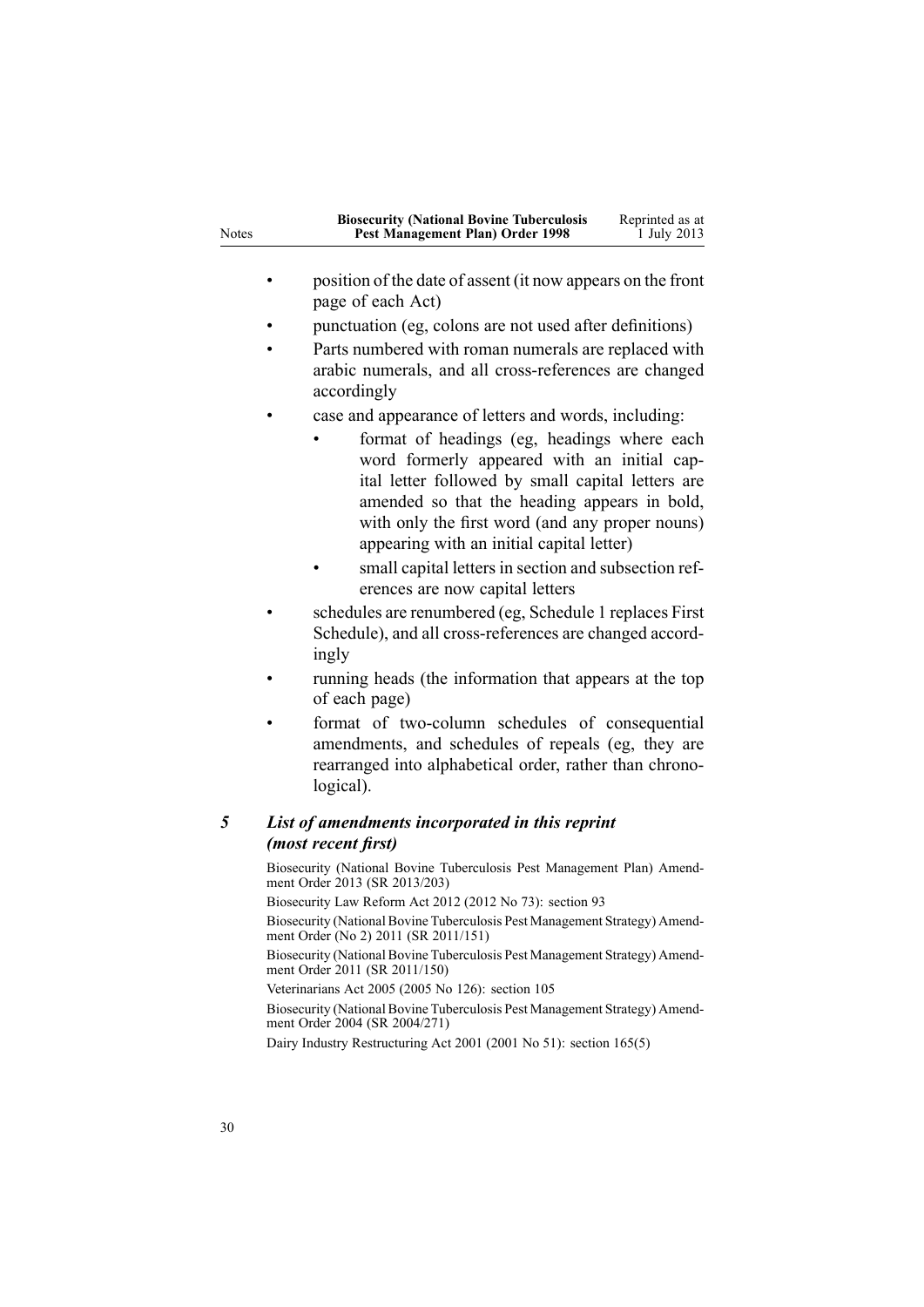- position of the date of assent (it now appears on the front page of each Act)
- punctuation (eg, colons are not used after definitions)
- Parts numbered with roman numerals are replaced with arabic numerals, and all cross-references are changed accordingly
- case and appearance of letters and words, including:
    - format of headings (eg, headings where each word formerly appeared with an initial capital letter followed by small capital letters are amended so that the heading appears in bold, with only the first word (and any proper nouns) appearing with an initial capital letter)
    - small capital letters in section and subsection references are now capital letters
- schedules are renumbered (eg, Schedule 1 replaces First Schedule), and all cross-references are changed accordingly
- running heads (the information that appears at the top of each page)
- format of two-column schedules of consequential amendments, and schedules of repeals (eg, they are rearranged into alphabetical order, rather than chronological).

### *5 List of amendments incorporated in this reprint (most recent first)*

Biosecurity (National Bovine Tuberculosis Pest Management Plan) Amendment Order 2013 (SR 2013/203)

Biosecurity Law Reform Act 2012 (2012 No 73): section 93

Biosecurity (National Bovine Tuberculosis Pest Management Strategy) Amendment Order (No 2) 2011 (SR 2011/151)

Biosecurity (National Bovine Tuberculosis Pest Management Strategy) Amendment Order 2011 (SR 2011/150)

Veterinarians Act 2005 (2005 No 126): section 105

Biosecurity (National Bovine Tuberculosis Pest Management Strategy) Amendment Order 2004 (SR 2004/271)

Dairy Industry Restructuring Act 2001 (2001 No 51): section 165(5)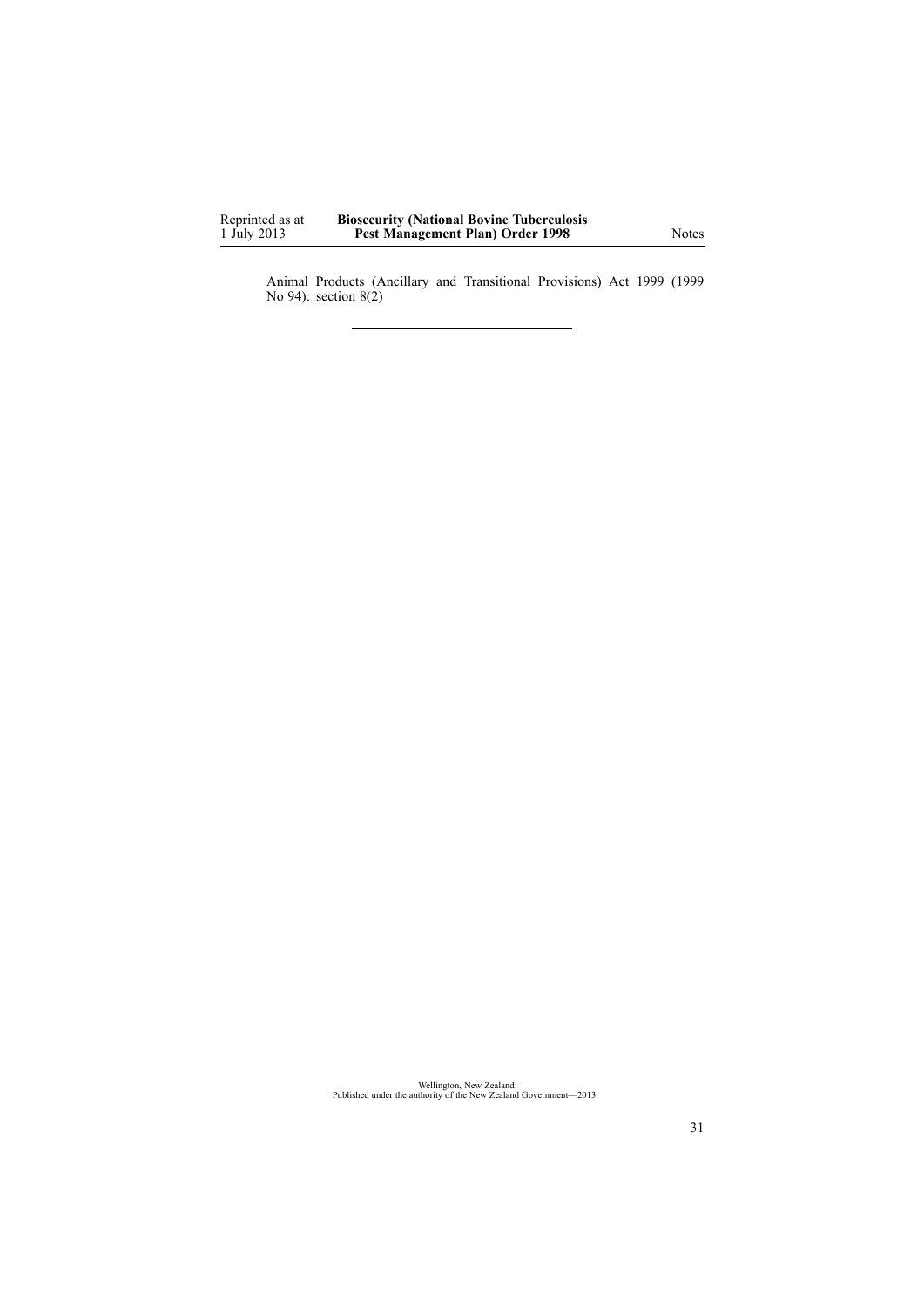Animal Products (Ancillary and Transitional Provisions) Act 1999 (1999 No 94): section 8(2)

Wellington, New Zealand:
Published under the authority of the New Zealand Government—2013